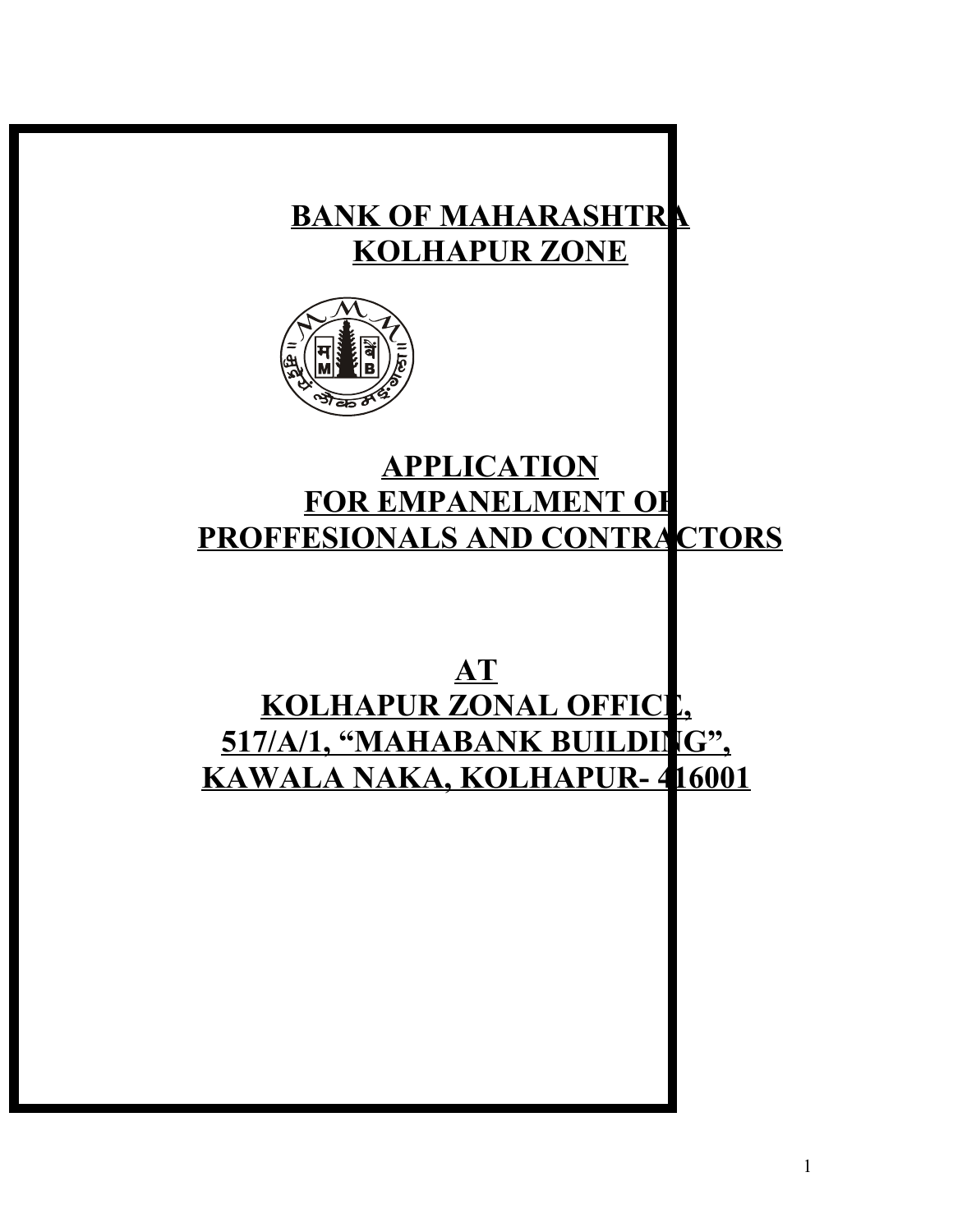# BANK OF MAHARASHTRA
# KOLHAPUR ZONE

# APPLICATION
# FOR EMPANELMENT OF
# PROFFESIONALS AND CONTRACTORS

# AT
# KOLHAPUR ZONAL OFFICE,
# 517/A/1, "MAHABANK BUILDING",
# KAWALA NAKA, KOLHAPUR- 416001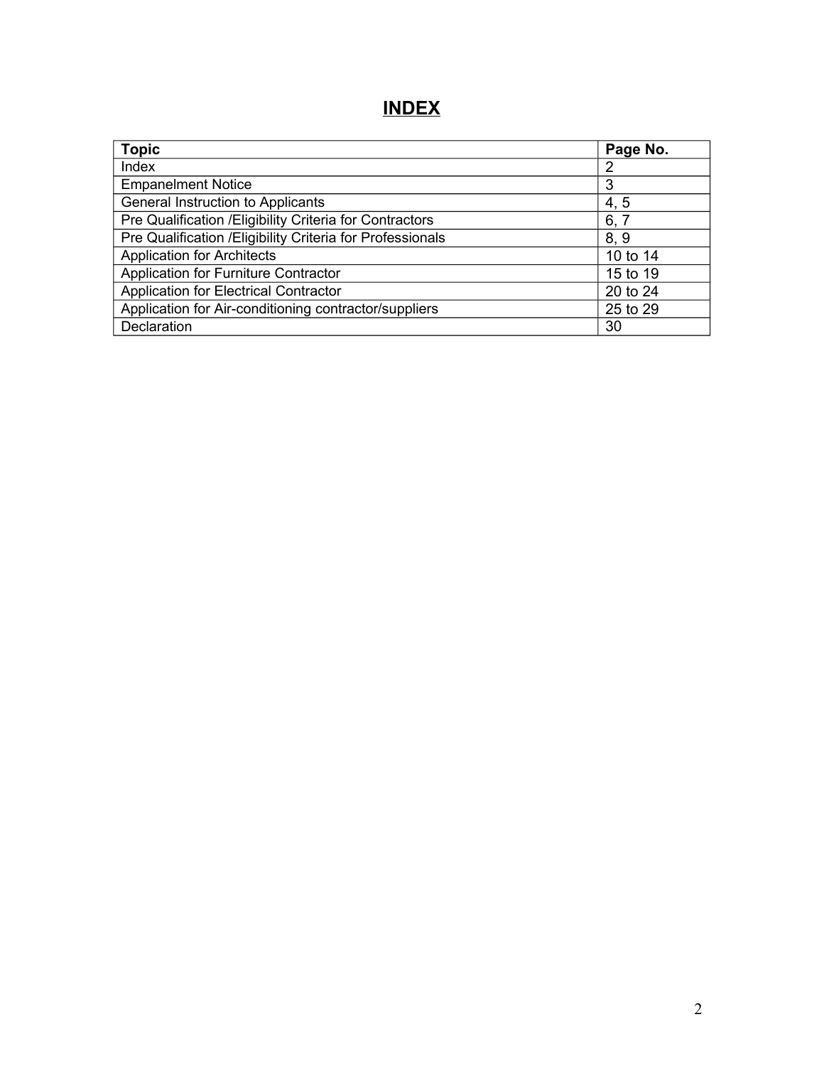# INDEX

| Topic | Page No. |
|---|---|
| Index | 2 |
| Empanelment Notice | 3 |
| General Instruction to Applicants | 4, 5 |
| Pre Qualification /Eligibility Criteria for Contractors | 6, 7 |
| Pre Qualification /Eligibility Criteria for Professionals | 8, 9 |
| Application for Architects | 10 to 14 |
| Application for Furniture Contractor | 15 to 19 |
| Application for Electrical Contractor | 20 to 24 |
| Application for Air-conditioning contractor/suppliers | 25 to 29 |
| Declaration | 30 |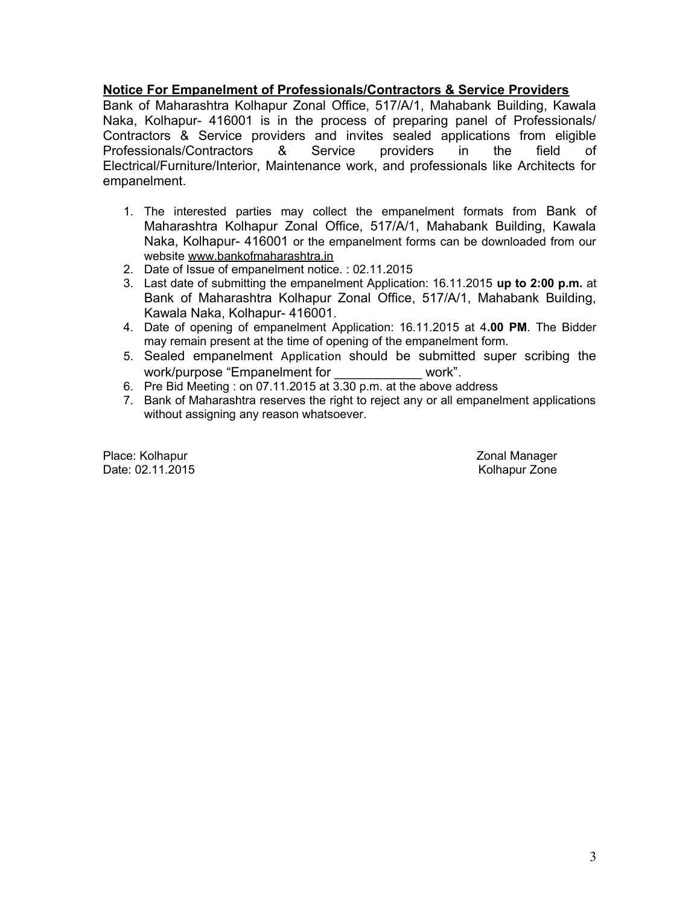## <u>Notice For Empanelment of Professionals/Contractors & Service Providers</u>

Bank of Maharashtra Kolhapur Zonal Office, 517/A/1, Mahabank Building, Kawala Naka, Kolhapur- 416001 is in the process of preparing panel of Professionals/ Contractors & Service providers and invites sealed applications from eligible Professionals/Contractors & Service providers in the field of Electrical/Furniture/Interior, Maintenance work, and professionals like Architects for empanelment.

1. The interested parties may collect the empanelment formats from Bank of Maharashtra Kolhapur Zonal Office, 517/A/1, Mahabank Building, Kawala Naka, Kolhapur- 416001 or the empanelment forms can be downloaded from our website www.bankofmaharashtra.in
2. Date of Issue of empanelment notice. : 02.11.2015
3. Last date of submitting the empanelment Application: 16.11.2015 **up to 2:00 p.m.** at Bank of Maharashtra Kolhapur Zonal Office, 517/A/1, Mahabank Building, Kawala Naka, Kolhapur- 416001.
4. Date of opening of empanelment Application: 16.11.2015 at 4**.00 PM**. The Bidder may remain present at the time of opening of the empanelment form.
5. Sealed empanelment Application should be submitted super scribing the work/purpose "Empanelment for ____________ work".
6. Pre Bid Meeting : on 07.11.2015 at 3.30 p.m. at the above address
7. Bank of Maharashtra reserves the right to reject any or all empanelment applications without assigning any reason whatsoever.

Place: Kolhapur
Date: 02.11.2015

Zonal Manager
Kolhapur Zone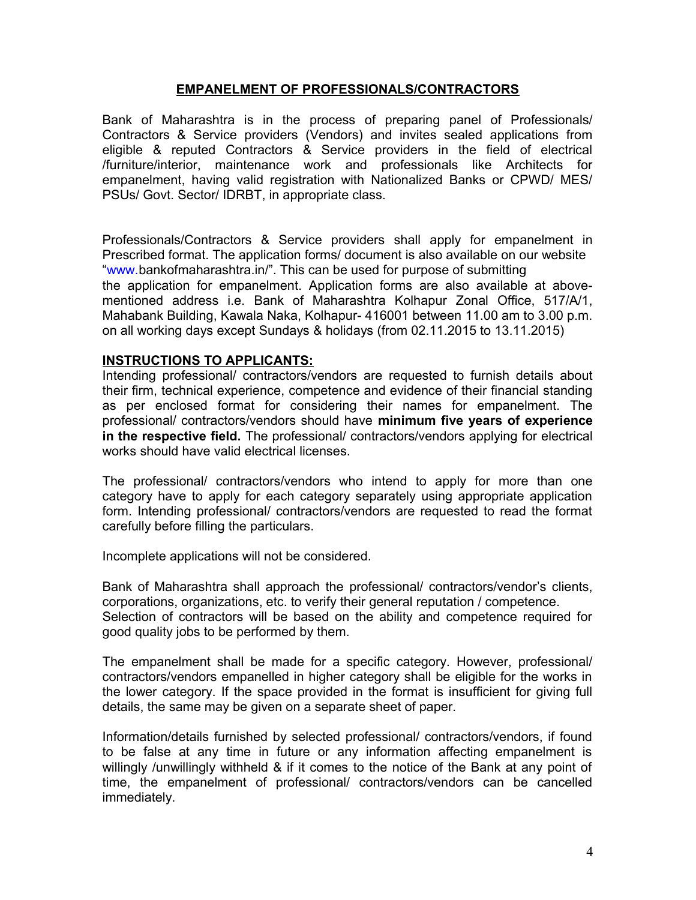## EMPANELMENT OF PROFESSIONALS/CONTRACTORS

Bank of Maharashtra is in the process of preparing panel of Professionals/ Contractors & Service providers (Vendors) and invites sealed applications from eligible & reputed Contractors & Service providers in the field of electrical /furniture/interior, maintenance work and professionals like Architects for empanelment, having valid registration with Nationalized Banks or CPWD/ MES/ PSUs/ Govt. Sector/ IDRBT, in appropriate class.

Professionals/Contractors & Service providers shall apply for empanelment in Prescribed format. The application forms/ document is also available on our website "www.bankofmaharashtra.in/". This can be used for purpose of submitting the application for empanelment. Application forms are also available at above-mentioned address i.e. Bank of Maharashtra Kolhapur Zonal Office, 517/A/1, Mahabank Building, Kawala Naka, Kolhapur- 416001 between 11.00 am to 3.00 p.m. on all working days except Sundays & holidays (from 02.11.2015 to 13.11.2015)

### INSTRUCTIONS TO APPLICANTS:

Intending professional/ contractors/vendors are requested to furnish details about their firm, technical experience, competence and evidence of their financial standing as per enclosed format for considering their names for empanelment. The professional/ contractors/vendors should have **minimum five years of experience in the respective field.** The professional/ contractors/vendors applying for electrical works should have valid electrical licenses.

The professional/ contractors/vendors who intend to apply for more than one category have to apply for each category separately using appropriate application form. Intending professional/ contractors/vendors are requested to read the format carefully before filling the particulars.

Incomplete applications will not be considered.

Bank of Maharashtra shall approach the professional/ contractors/vendor's clients, corporations, organizations, etc. to verify their general reputation / competence. Selection of contractors will be based on the ability and competence required for good quality jobs to be performed by them.

The empanelment shall be made for a specific category. However, professional/ contractors/vendors empanelled in higher category shall be eligible for the works in the lower category. If the space provided in the format is insufficient for giving full details, the same may be given on a separate sheet of paper.

Information/details furnished by selected professional/ contractors/vendors, if found to be false at any time in future or any information affecting empanelment is willingly /unwillingly withheld & if it comes to the notice of the Bank at any point of time, the empanelment of professional/ contractors/vendors can be cancelled immediately.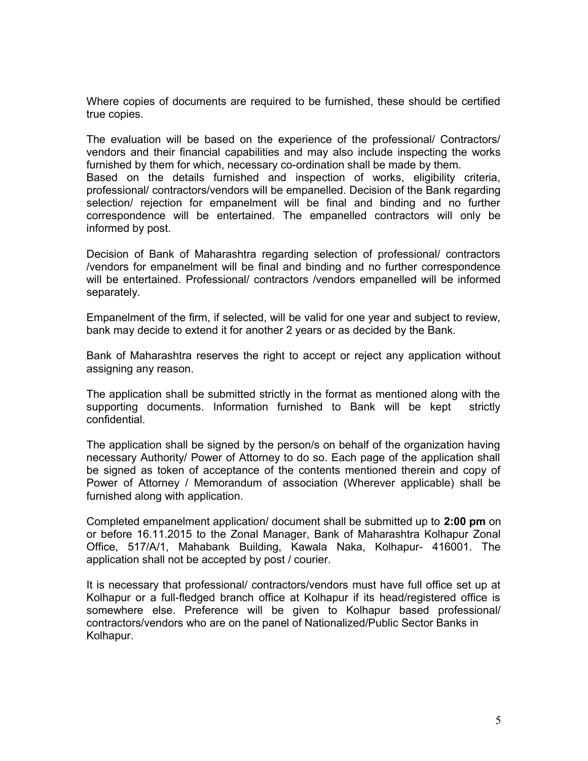Where copies of documents are required to be furnished, these should be certified true copies.

The evaluation will be based on the experience of the professional/ Contractors/ vendors and their financial capabilities and may also include inspecting the works furnished by them for which, necessary co-ordination shall be made by them.
Based on the details furnished and inspection of works, eligibility criteria, professional/ contractors/vendors will be empanelled. Decision of the Bank regarding selection/ rejection for empanelment will be final and binding and no further correspondence will be entertained. The empanelled contractors will only be informed by post.

Decision of Bank of Maharashtra regarding selection of professional/ contractors /vendors for empanelment will be final and binding and no further correspondence will be entertained. Professional/ contractors /vendors empanelled will be informed separately.

Empanelment of the firm, if selected, will be valid for one year and subject to review, bank may decide to extend it for another 2 years or as decided by the Bank.

Bank of Maharashtra reserves the right to accept or reject any application without assigning any reason.

The application shall be submitted strictly in the format as mentioned along with the supporting documents. Information furnished to Bank will be kept strictly confidential.

The application shall be signed by the person/s on behalf of the organization having necessary Authority/ Power of Attorney to do so. Each page of the application shall be signed as token of acceptance of the contents mentioned therein and copy of Power of Attorney / Memorandum of association (Wherever applicable) shall be furnished along with application.

Completed empanelment application/ document shall be submitted up to **2:00 pm** on or before 16.11.2015 to the Zonal Manager, Bank of Maharashtra Kolhapur Zonal Office, 517/A/1, Mahabank Building, Kawala Naka, Kolhapur- 416001. The application shall not be accepted by post / courier.

It is necessary that professional/ contractors/vendors must have full office set up at Kolhapur or a full-fledged branch office at Kolhapur if its head/registered office is somewhere else. Preference will be given to Kolhapur based professional/ contractors/vendors who are on the panel of Nationalized/Public Sector Banks in Kolhapur.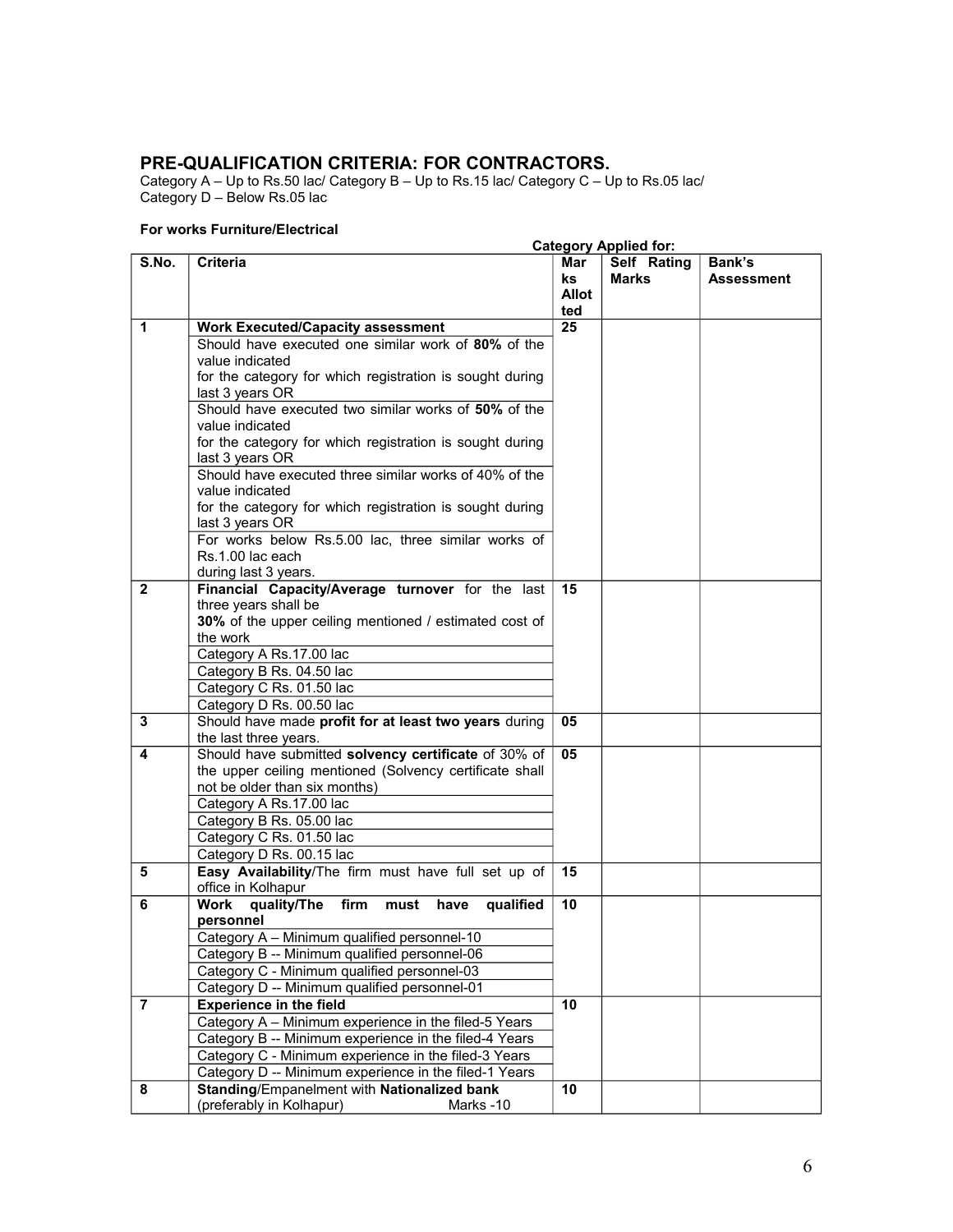## PRE-QUALIFICATION CRITERIA: FOR CONTRACTORS.

Category A – Up to Rs.50 lac/ Category B – Up to Rs.15 lac/ Category C – Up to Rs.05 lac/ Category D – Below Rs.05 lac

**For works Furniture/Electrical**

Category Applied for:

| S.No. | Criteria | Marks Allotted | Self Rating Marks | Bank's Assessment |
|---|---|---|---|---|
| 1 | **Work Executed/Capacity assessment** | 25 | | |
| | Should have executed one similar work of **80%** of the value indicated for the category for which registration is sought during last 3 years OR | | | |
| | Should have executed two similar works of **50%** of the value indicated for the category for which registration is sought during last 3 years OR | | | |
| | Should have executed three similar works of 40% of the value indicated for the category for which registration is sought during last 3 years OR | | | |
| | For works below Rs.5.00 lac, three similar works of Rs.1.00 lac each during last 3 years. | | | |
| 2 | **Financial Capacity/Average turnover** for the last three years shall be **30%** of the upper ceiling mentioned / estimated cost of the work | 15 | | |
| | Category A Rs.17.00 lac | | | |
| | Category B Rs. 04.50 lac | | | |
| | Category C Rs. 01.50 lac | | | |
| | Category D Rs. 00.50 lac | | | |
| 3 | Should have made **profit for at least two years** during the last three years. | 05 | | |
| 4 | Should have submitted **solvency certificate** of 30% of the upper ceiling mentioned (Solvency certificate shall not be older than six months) | 05 | | |
| | Category A Rs.17.00 lac | | | |
| | Category B Rs. 05.00 lac | | | |
| | Category C Rs. 01.50 lac | | | |
| | Category D Rs. 00.15 lac | | | |
| 5 | **Easy Availability**/The firm must have full set up of office in Kolhapur | 15 | | |
| 6 | **Work quality/The firm must have qualified personnel** | 10 | | |
| | Category A – Minimum qualified personnel-10 | | | |
| | Category B -- Minimum qualified personnel-06 | | | |
| | Category C - Minimum qualified personnel-03 | | | |
| | Category D -- Minimum qualified personnel-01 | | | |
| 7 | **Experience in the field** | 10 | | |
| | Category A – Minimum experience in the filed-5 Years | | | |
| | Category B -- Minimum experience in the filed-4 Years | | | |
| | Category C - Minimum experience in the filed-3 Years | | | |
| | Category D -- Minimum experience in the filed-1 Years | | | |
| 8 | **Standing**/Empanelment with **Nationalized bank** (preferably in Kolhapur) Marks -10 | 10 | | |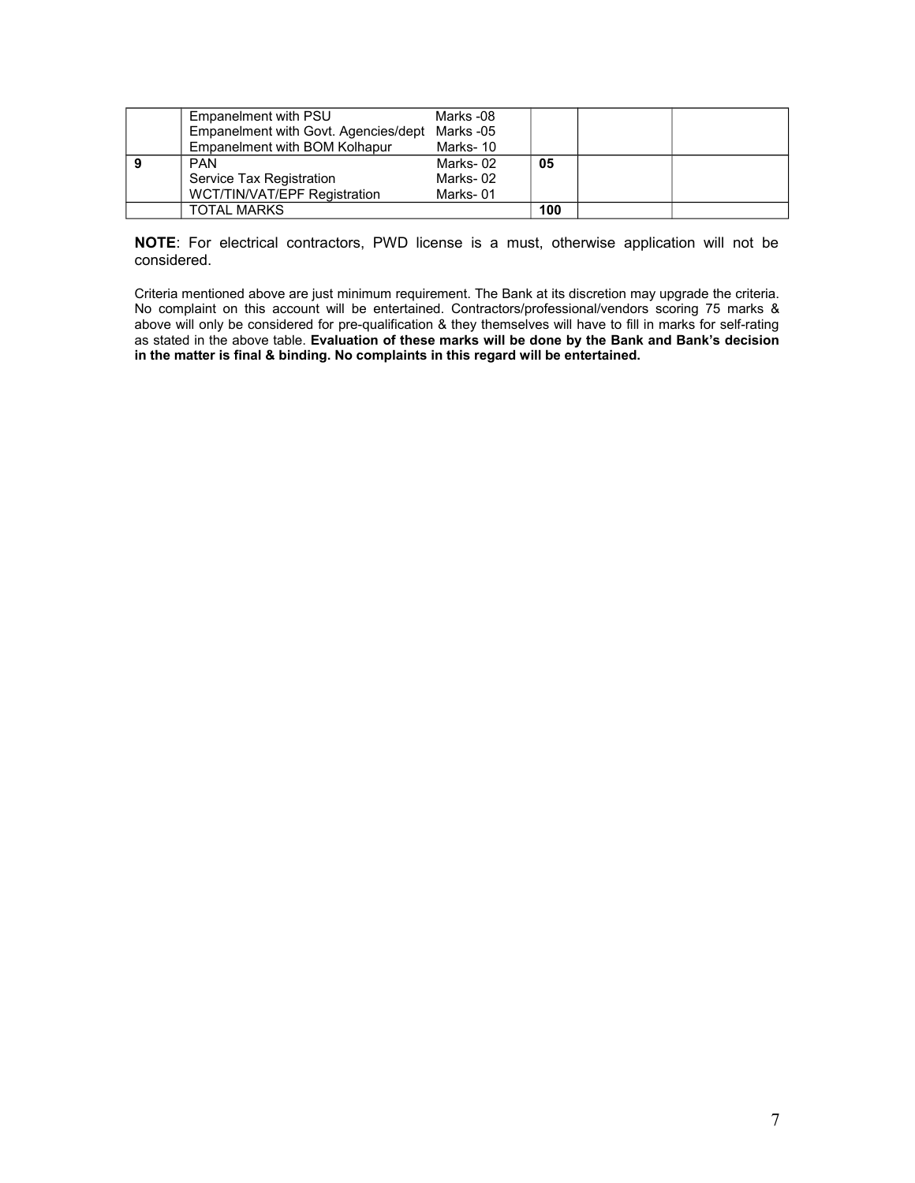| | | | | |
|---|---|---|---|---|
| | Empanelment with PSU Marks -08<br>Empanelment with Govt. Agencies/dept Marks -05<br>Empanelment with BOM Kolhapur Marks- 10 | | | |
| **9** | PAN Marks- 02<br>Service Tax Registration Marks- 02<br>WCT/TIN/VAT/EPF Registration Marks- 01 | **05** | | |
| | TOTAL MARKS | **100** | | |

**NOTE**: For electrical contractors, PWD license is a must, otherwise application will not be considered.

Criteria mentioned above are just minimum requirement. The Bank at its discretion may upgrade the criteria. No complaint on this account will be entertained. Contractors/professional/vendors scoring 75 marks & above will only be considered for pre-qualification & they themselves will have to fill in marks for self-rating as stated in the above table. **Evaluation of these marks will be done by the Bank and Bank's decision in the matter is final & binding. No complaints in this regard will be entertained.**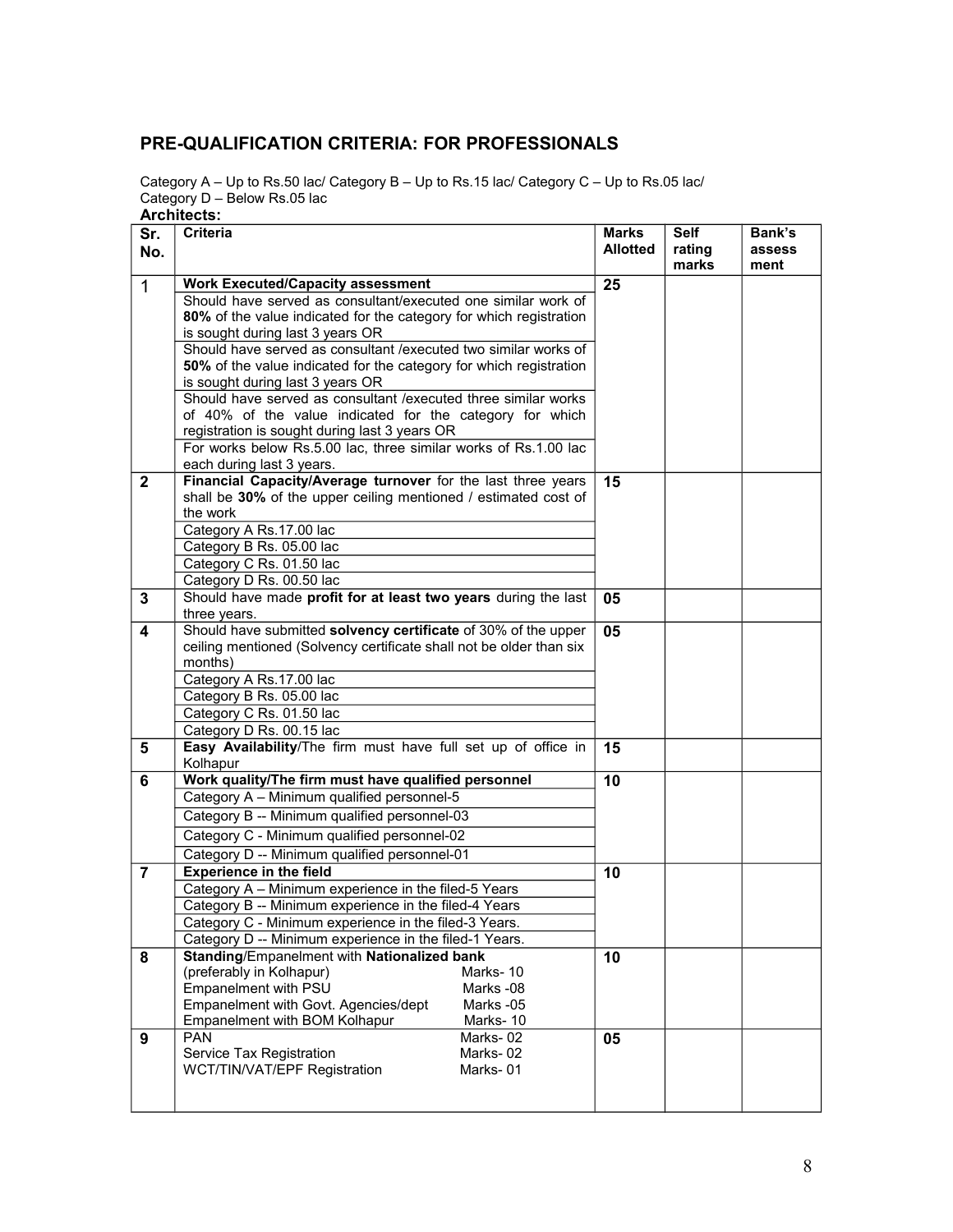## PRE-QUALIFICATION CRITERIA: FOR PROFESSIONALS

Category A – Up to Rs.50 lac/ Category B – Up to Rs.15 lac/ Category C – Up to Rs.05 lac/ Category D – Below Rs.05 lac

**Architects:**

| Sr. No. | Criteria | Marks Allotted | Self rating marks | Bank's assessment |
|---|---|---|---|---|
| 1 | **Work Executed/Capacity assessment** | 25 | | |
| | Should have served as consultant/executed one similar work of **80%** of the value indicated for the category for which registration is sought during last 3 years OR | | | |
| | Should have served as consultant /executed two similar works of **50%** of the value indicated for the category for which registration is sought during last 3 years OR | | | |
| | Should have served as consultant /executed three similar works of 40% of the value indicated for the category for which registration is sought during last 3 years OR | | | |
| | For works below Rs.5.00 lac, three similar works of Rs.1.00 lac each during last 3 years. | | | |
| 2 | **Financial Capacity/Average turnover** for the last three years shall be **30%** of the upper ceiling mentioned / estimated cost of the work | 15 | | |
| | Category A Rs.17.00 lac | | | |
| | Category B Rs. 05.00 lac | | | |
| | Category C Rs. 01.50 lac | | | |
| | Category D Rs. 00.50 lac | | | |
| 3 | Should have made **profit for at least two years** during the last three years. | 05 | | |
| 4 | Should have submitted **solvency certificate** of 30% of the upper ceiling mentioned (Solvency certificate shall not be older than six months) | 05 | | |
| | Category A Rs.17.00 lac | | | |
| | Category B Rs. 05.00 lac | | | |
| | Category C Rs. 01.50 lac | | | |
| | Category D Rs. 00.15 lac | | | |
| 5 | **Easy Availability**/The firm must have full set up of office in Kolhapur | 15 | | |
| 6 | **Work quality/The firm must have qualified personnel** | 10 | | |
| | Category A – Minimum qualified personnel-5 | | | |
| | Category B -- Minimum qualified personnel-03 | | | |
| | Category C - Minimum qualified personnel-02 | | | |
| | Category D -- Minimum qualified personnel-01 | | | |
| 7 | **Experience in the field** | 10 | | |
| | Category A – Minimum experience in the filed-5 Years | | | |
| | Category B -- Minimum experience in the filed-4 Years | | | |
| | Category C - Minimum experience in the filed-3 Years. | | | |
| | Category D -- Minimum experience in the filed-1 Years. | | | |
| 8 | **Standing**/Empanelment with **Nationalized bank** (preferably in Kolhapur) Marks- 10<br>Empanelment with PSU Marks -08<br>Empanelment with Govt. Agencies/dept Marks -05<br>Empanelment with BOM Kolhapur Marks- 10 | 10 | | |
| 9 | PAN Marks- 02<br>Service Tax Registration Marks- 02<br>WCT/TIN/VAT/EPF Registration Marks- 01 | 05 | | |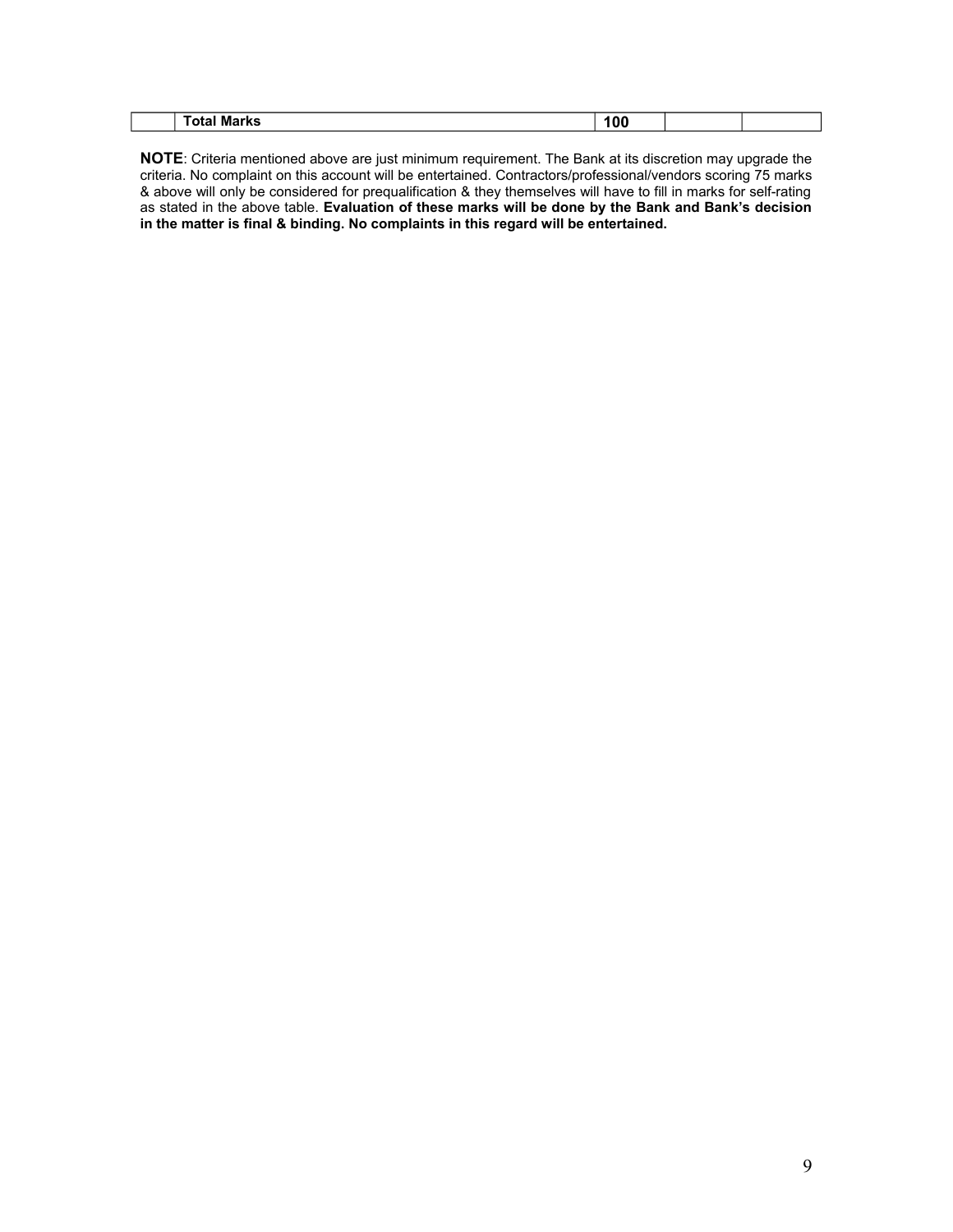| | **Total Marks** | **100** | | |
|---|---|---|---|---|

**NOTE**: Criteria mentioned above are just minimum requirement. The Bank at its discretion may upgrade the criteria. No complaint on this account will be entertained. Contractors/professional/vendors scoring 75 marks & above will only be considered for prequalification & they themselves will have to fill in marks for self-rating as stated in the above table. **Evaluation of these marks will be done by the Bank and Bank's decision in the matter is final & binding. No complaints in this regard will be entertained.**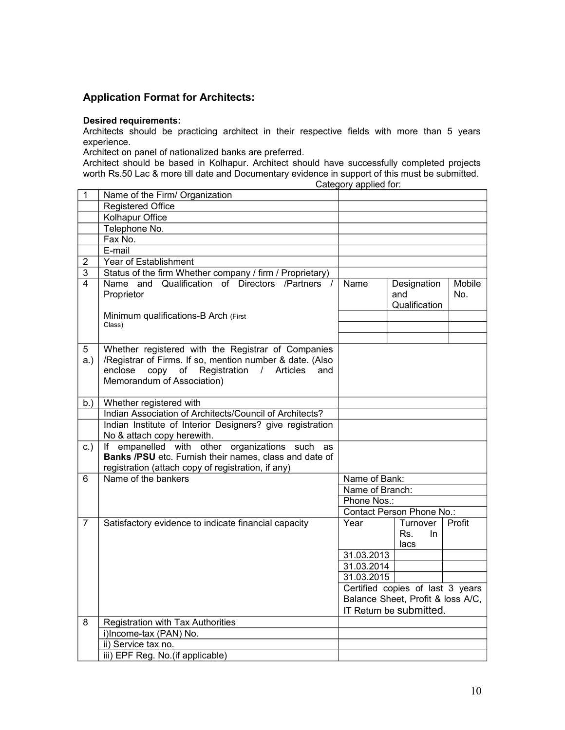## Application Format for Architects:

**Desired requirements:**

Architects should be practicing architect in their respective fields with more than 5 years experience.

Architect on panel of nationalized banks are preferred.

Architect should be based in Kolhapur. Architect should have successfully completed projects worth Rs.50 Lac & more till date and Documentary evidence in support of this must be submitted.

Category applied for:

| | | | | |
|---|---|---|---|---|
| 1 | Name of the Firm/ Organization | | | |
| | Registered Office | | | |
| | Kolhapur Office | | | |
| | Telephone No. | | | |
| | Fax No. | | | |
| | E-mail | | | |
| 2 | Year of Establishment | | | |
| 3 | Status of the firm Whether company / firm / Proprietary) | | | |
| 4 | Name and Qualification of Directors /Partners / Proprietor | Name | Designation and Qualification | Mobile No. |
| | Minimum qualifications-B Arch (First Class) | | | |
| | | | | |
| | | | | |
| 5 a.) | Whether registered with the Registrar of Companies /Registrar of Firms. If so, mention number & date. (Also enclose copy of Registration / Articles and Memorandum of Association) | | | |
| b.) | Whether registered with | | | |
| | Indian Association of Architects/Council of Architects? | | | |
| | Indian Institute of Interior Designers? give registration No & attach copy herewith. | | | |
| c.) | If empanelled with other organizations such as **Banks /PSU** etc. Furnish their names, class and date of registration (attach copy of registration, if any) | | | |
| 6 | Name of the bankers | Name of Bank: | | |
| | | Name of Branch: | | |
| | | Phone Nos.: | | |
| | | Contact Person Phone No.: | | |
| 7 | Satisfactory evidence to indicate financial capacity | Year | Turnover Rs. In lacs | Profit |
| | | 31.03.2013 | | |
| | | 31.03.2014 | | |
| | | 31.03.2015 | | |
| | | Certified copies of last 3 years Balance Sheet, Profit & loss A/C, IT Return be submitted. | | |
| 8 | Registration with Tax Authorities | | | |
| | i)Income-tax (PAN) No. | | | |
| | ii) Service tax no. | | | |
| | iii) EPF Reg. No.(if applicable) | | | |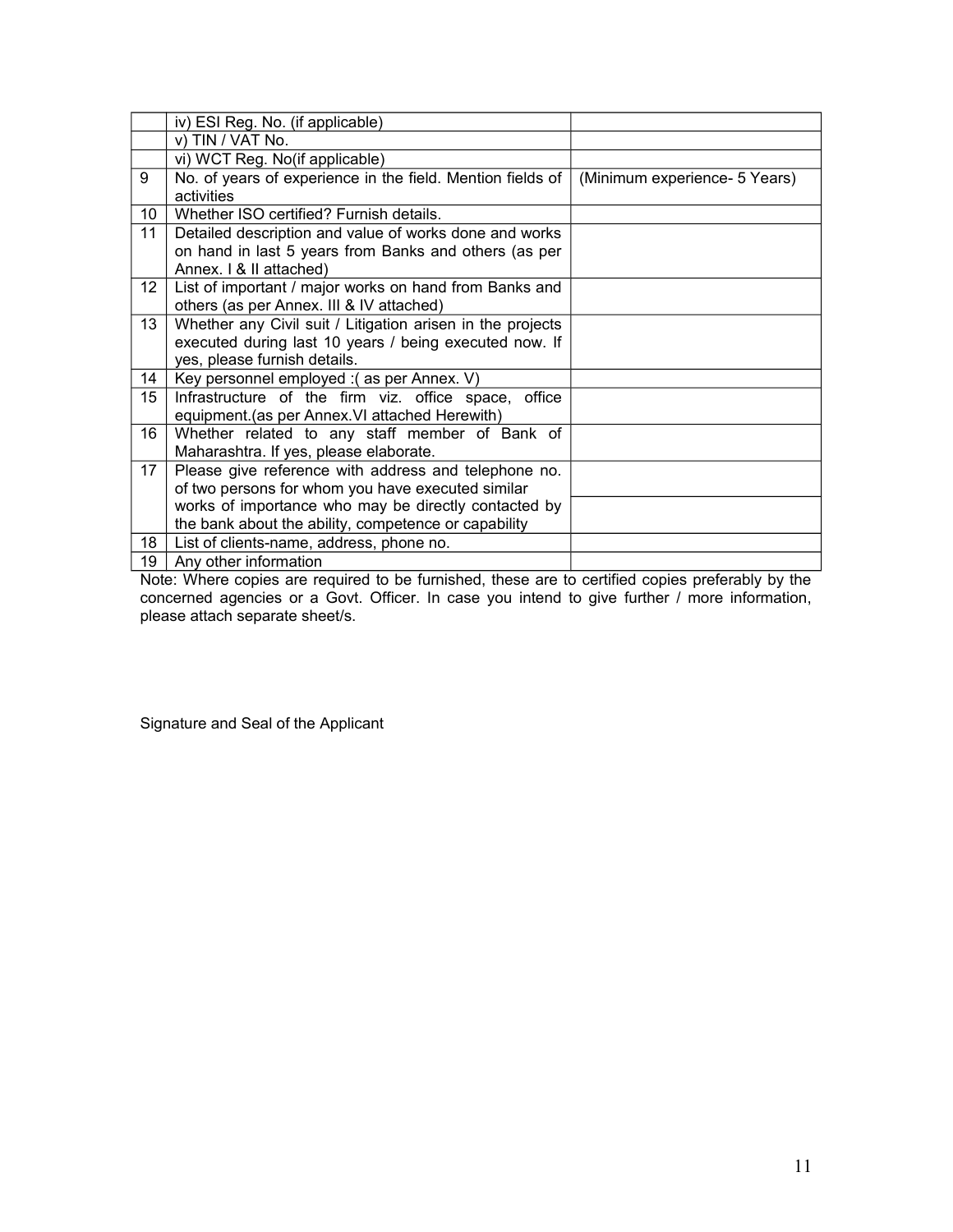| | | |
|---|---|---|
| | iv) ESI Reg. No. (if applicable) | |
| | v) TIN / VAT No. | |
| | vi) WCT Reg. No(if applicable) | |
| 9 | No. of years of experience in the field. Mention fields of activities | (Minimum experience- 5 Years) |
| 10 | Whether ISO certified? Furnish details. | |
| 11 | Detailed description and value of works done and works on hand in last 5 years from Banks and others (as per Annex. I & II attached) | |
| 12 | List of important / major works on hand from Banks and others (as per Annex. III & IV attached) | |
| 13 | Whether any Civil suit / Litigation arisen in the projects executed during last 10 years / being executed now. If yes, please furnish details. | |
| 14 | Key personnel employed :( as per Annex. V) | |
| 15 | Infrastructure of the firm viz. office space, office equipment.(as per Annex.VI attached Herewith) | |
| 16 | Whether related to any staff member of Bank of Maharashtra. If yes, please elaborate. | |
| 17 | Please give reference with address and telephone no. of two persons for whom you have executed similar works of importance who may be directly contacted by the bank about the ability, competence or capability | |
| | | |
| 18 | List of clients-name, address, phone no. | |
| 19 | Any other information | |

Note: Where copies are required to be furnished, these are to certified copies preferably by the concerned agencies or a Govt. Officer. In case you intend to give further / more information, please attach separate sheet/s.

Signature and Seal of the Applicant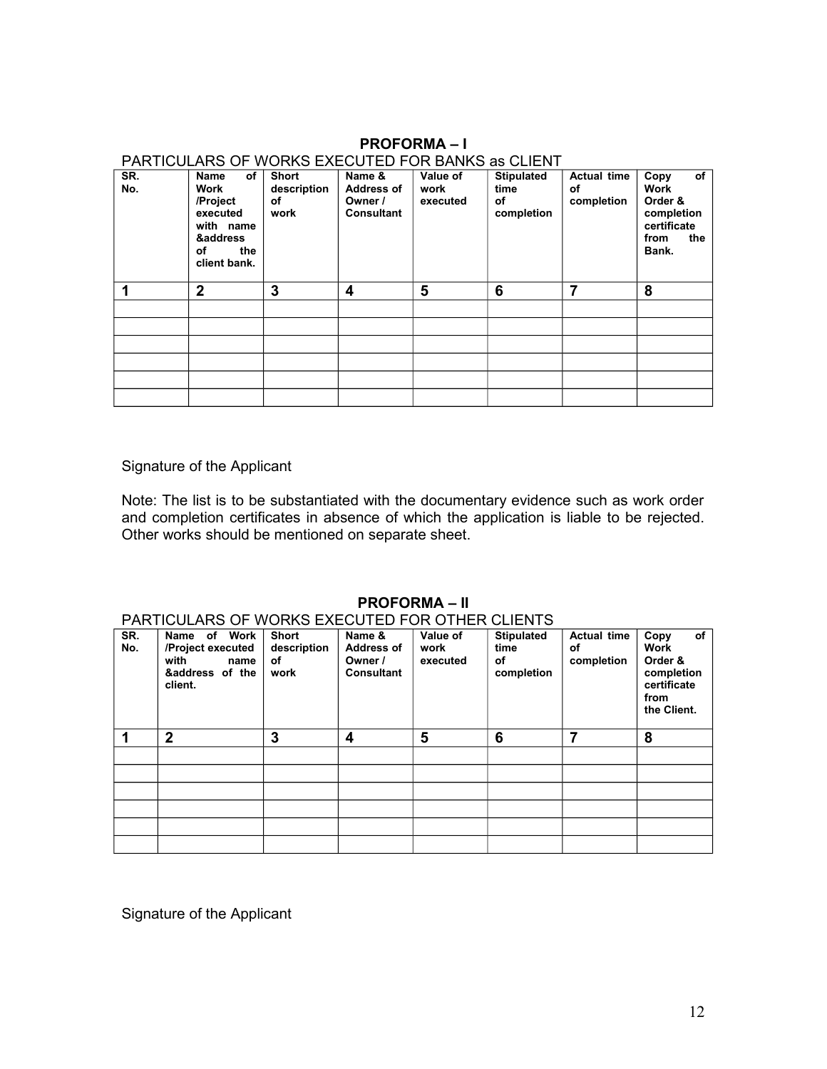## PROFORMA – I

PARTICULARS OF WORKS EXECUTED FOR BANKS as CLIENT

| SR. No. | Name of Work /Project executed with name &address of the client bank. | Short description of work | Name & Address of Owner / Consultant | Value of work executed | Stipulated time of completion | Actual time of completion | Copy of Work Order & completion certificate from the Bank. |
|---|---|---|---|---|---|---|---|
| **1** | **2** | **3** | **4** | **5** | **6** | **7** | **8** |
| | | | | | | | |
| | | | | | | | |
| | | | | | | | |
| | | | | | | | |
| | | | | | | | |
| | | | | | | | |

Signature of the Applicant

Note: The list is to be substantiated with the documentary evidence such as work order and completion certificates in absence of which the application is liable to be rejected. Other works should be mentioned on separate sheet.

## PROFORMA – II

PARTICULARS OF WORKS EXECUTED FOR OTHER CLIENTS

| SR. No. | Name of Work /Project executed with name &address of the client. | Short description of work | Name & Address of Owner / Consultant | Value of work executed | Stipulated time of completion | Actual time of completion | Copy of Work Order & completion certificate from the Client. |
|---|---|---|---|---|---|---|---|
| **1** | **2** | **3** | **4** | **5** | **6** | **7** | **8** |
| | | | | | | | |
| | | | | | | | |
| | | | | | | | |
| | | | | | | | |
| | | | | | | | |
| | | | | | | | |

Signature of the Applicant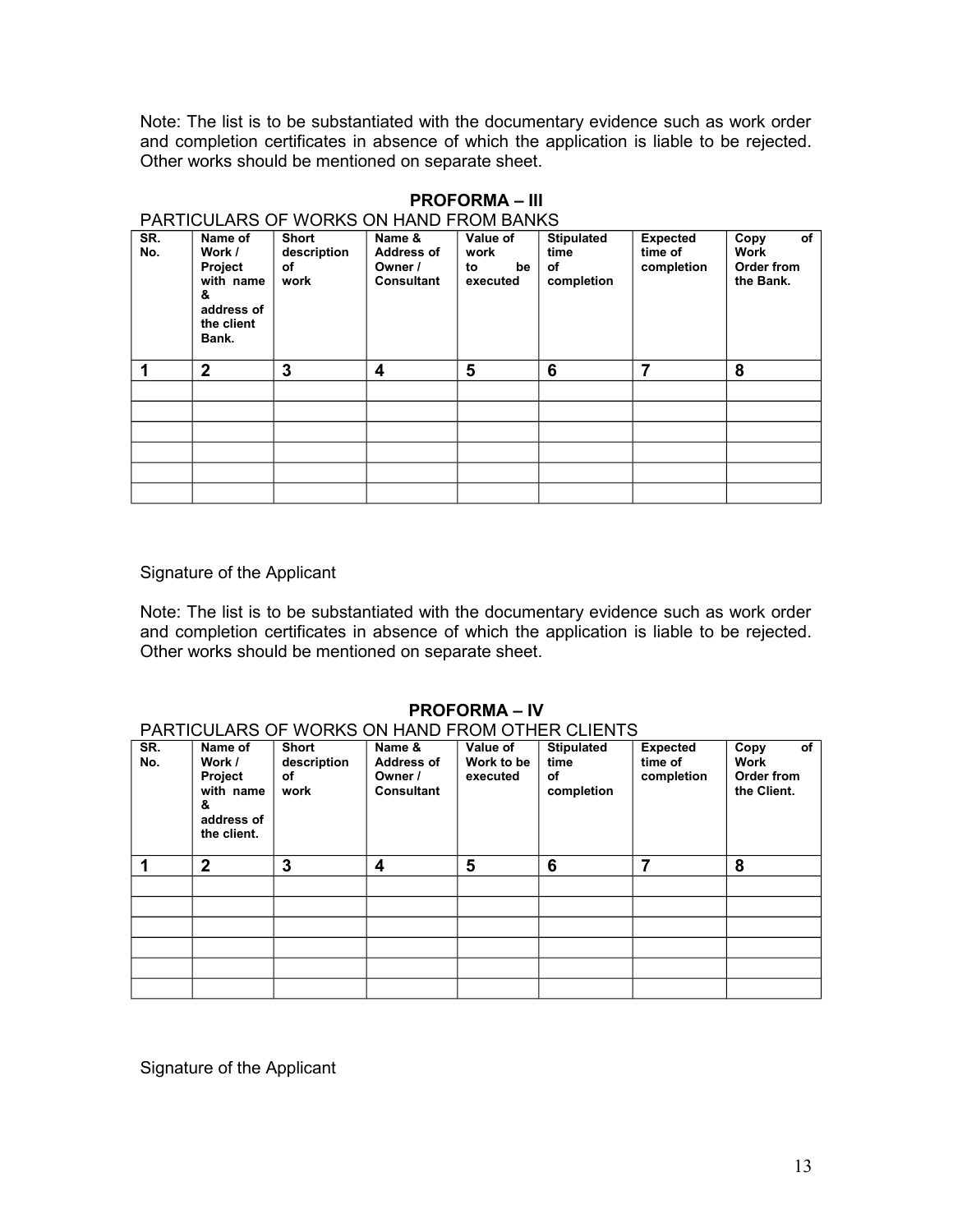Note: The list is to be substantiated with the documentary evidence such as work order and completion certificates in absence of which the application is liable to be rejected. Other works should be mentioned on separate sheet.

## PROFORMA – III

PARTICULARS OF WORKS ON HAND FROM BANKS

| SR. No. | Name of Work / Project with name & address of the client Bank. | Short description of work | Name & Address of Owner / Consultant | Value of work to be executed | Stipulated time of completion | Expected time of completion | Copy of Work Order from the Bank. |
|---|---|---|---|---|---|---|---|
| **1** | **2** | **3** | **4** | **5** | **6** | **7** | **8** |
| | | | | | | | |
| | | | | | | | |
| | | | | | | | |
| | | | | | | | |
| | | | | | | | |
| | | | | | | | |

Signature of the Applicant

Note: The list is to be substantiated with the documentary evidence such as work order and completion certificates in absence of which the application is liable to be rejected. Other works should be mentioned on separate sheet.

## PROFORMA – IV

PARTICULARS OF WORKS ON HAND FROM OTHER CLIENTS

| SR. No. | Name of Work / Project with name & address of the client. | Short description of work | Name & Address of Owner / Consultant | Value of Work to be executed | Stipulated time of completion | Expected time of completion | Copy of Work Order from the Client. |
|---|---|---|---|---|---|---|---|
| **1** | **2** | **3** | **4** | **5** | **6** | **7** | **8** |
| | | | | | | | |
| | | | | | | | |
| | | | | | | | |
| | | | | | | | |
| | | | | | | | |
| | | | | | | | |

Signature of the Applicant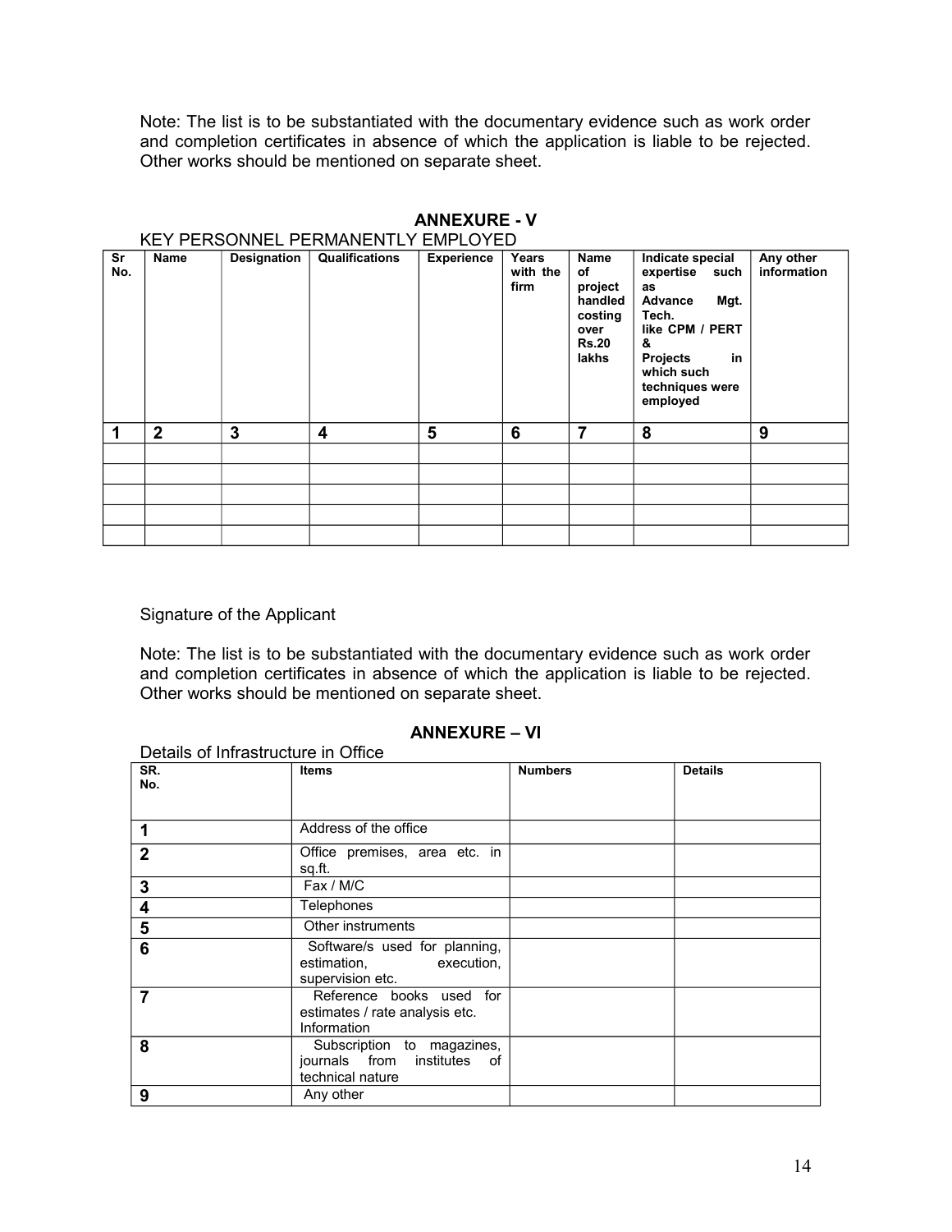Note: The list is to be substantiated with the documentary evidence such as work order and completion certificates in absence of which the application is liable to be rejected. Other works should be mentioned on separate sheet.

## ANNEXURE - V

KEY PERSONNEL PERMANENTLY EMPLOYED

| Sr No. | Name | Designation | Qualifications | Experience | Years with the firm | Name of project handled costing over Rs.20 lakhs | Indicate special expertise such as Advance Mgt. Tech. like CPM / PERT & Projects in which such techniques were employed | Any other information |
|---|---|---|---|---|---|---|---|---|
| **1** | **2** | **3** | **4** | **5** | **6** | **7** | **8** | **9** |
| | | | | | | | | |
| | | | | | | | | |
| | | | | | | | | |
| | | | | | | | | |
| | | | | | | | | |

Signature of the Applicant

Note: The list is to be substantiated with the documentary evidence such as work order and completion certificates in absence of which the application is liable to be rejected. Other works should be mentioned on separate sheet.

## ANNEXURE – VI

Details of Infrastructure in Office

| SR. No. | Items | Numbers | Details |
|---|---|---|---|
| **1** | Address of the office | | |
| **2** | Office premises, area etc. in sq.ft. | | |
| **3** | Fax / M/C | | |
| **4** | Telephones | | |
| **5** | Other instruments | | |
| **6** | Software/s used for planning, estimation, execution, supervision etc. | | |
| **7** | Reference books used for estimates / rate analysis etc. Information | | |
| **8** | Subscription to magazines, journals from institutes of technical nature | | |
| **9** | Any other | | |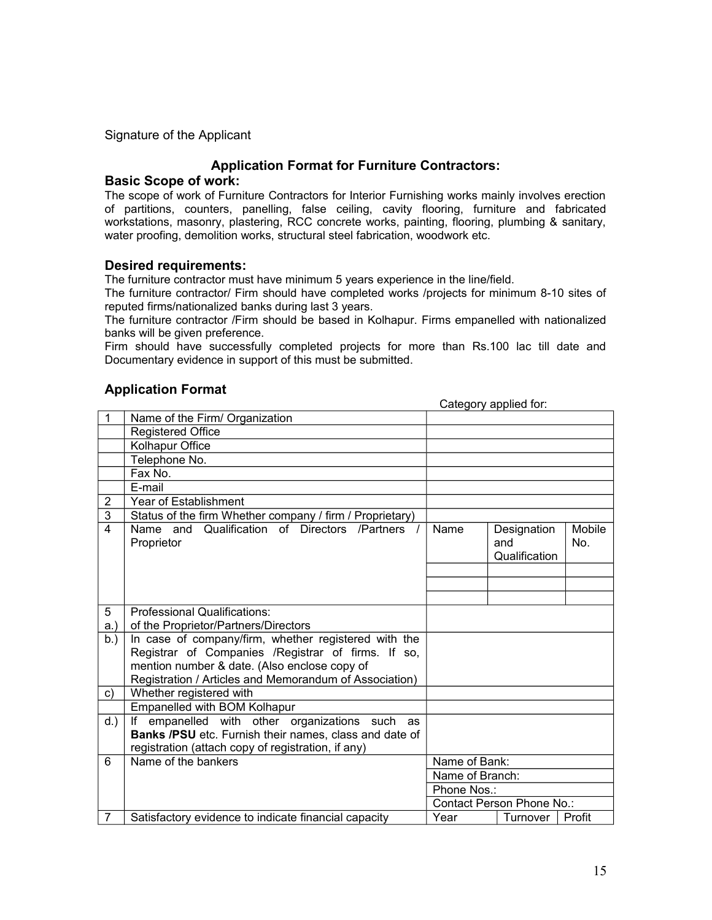Signature of the Applicant

## Application Format for Furniture Contractors:

### Basic Scope of work:

The scope of work of Furniture Contractors for Interior Furnishing works mainly involves erection of partitions, counters, panelling, false ceiling, cavity flooring, furniture and fabricated workstations, masonry, plastering, RCC concrete works, painting, flooring, plumbing & sanitary, water proofing, demolition works, structural steel fabrication, woodwork etc.

### Desired requirements:

The furniture contractor must have minimum 5 years experience in the line/field.

The furniture contractor/ Firm should have completed works /projects for minimum 8-10 sites of reputed firms/nationalized banks during last 3 years.

The furniture contractor /Firm should be based in Kolhapur. Firms empanelled with nationalized banks will be given preference.

Firm should have successfully completed projects for more than Rs.100 lac till date and Documentary evidence in support of this must be submitted.

### Application Format

Category applied for:

| | | | | |
|---|---|---|---|---|
| 1 | Name of the Firm/ Organization | | | |
| | Registered Office | | | |
| | Kolhapur Office | | | |
| | Telephone No. | | | |
| | Fax No. | | | |
| | E-mail | | | |
| 2 | Year of Establishment | | | |
| 3 | Status of the firm Whether company / firm / Proprietary) | | | |
| 4 | Name and Qualification of Directors /Partners / Proprietor | Name | Designation and Qualification | Mobile No. |
| | | | | |
| | | | | |
| | | | | |
| 5 a.) | Professional Qualifications: of the Proprietor/Partners/Directors | | | |
| b.) | In case of company/firm, whether registered with the Registrar of Companies /Registrar of firms. If so, mention number & date. (Also enclose copy of Registration / Articles and Memorandum of Association) | | | |
| c) | Whether registered with | | | |
| | Empanelled with BOM Kolhapur | | | |
| d.) | If empanelled with other organizations such as **Banks /PSU** etc. Furnish their names, class and date of registration (attach copy of registration, if any) | | | |
| 6 | Name of the bankers | Name of Bank: | | |
| | | Name of Branch: | | |
| | | Phone Nos.: | | |
| | | Contact Person Phone No.: | | |
| 7 | Satisfactory evidence to indicate financial capacity | Year | Turnover | Profit |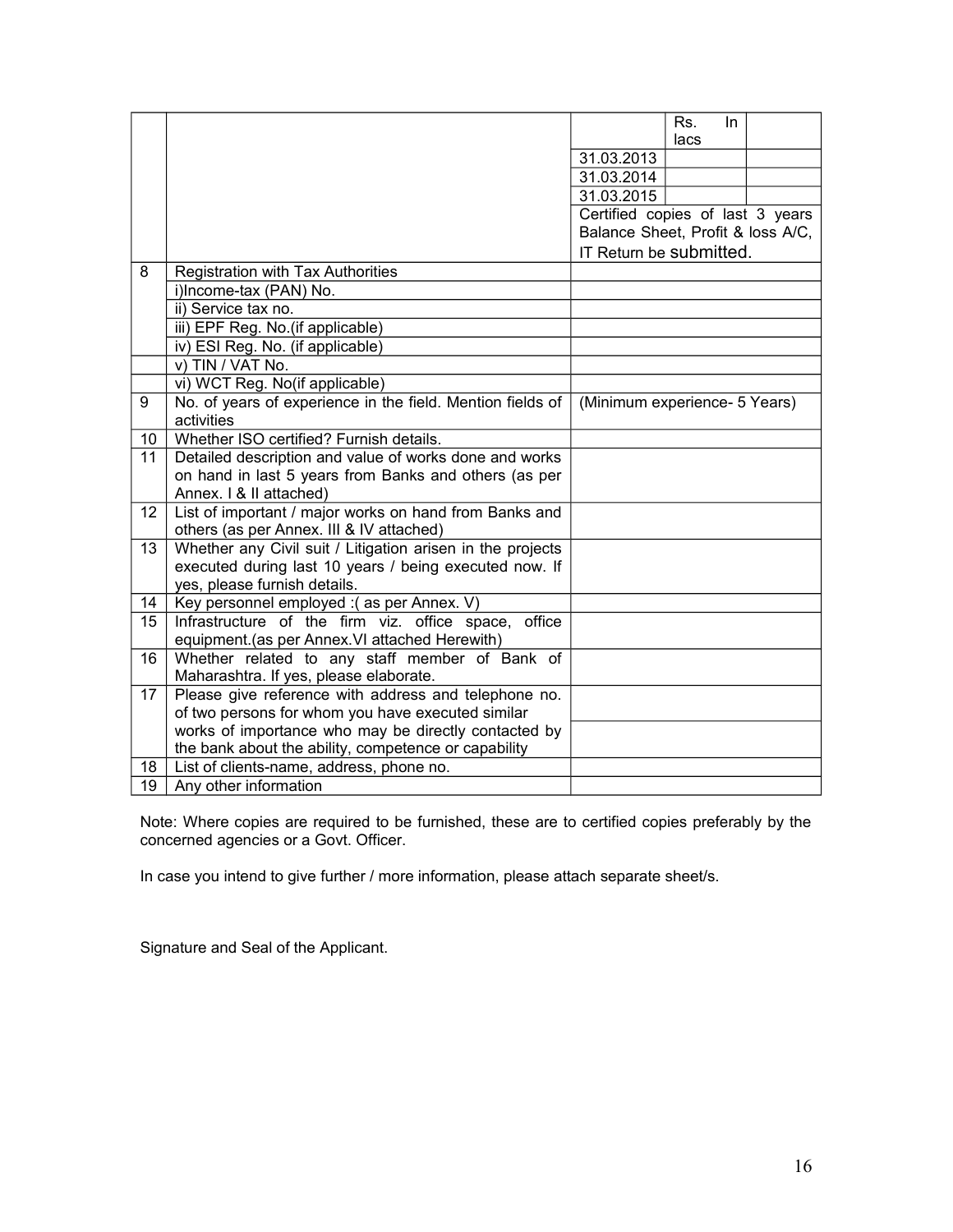| | | | | |
|---|---|---|---|---|
| | | | Rs. In lacs | |
| | | 31.03.2013 | | |
| | | 31.03.2014 | | |
| | | 31.03.2015 | | |
| | | Certified copies of last 3 years Balance Sheet, Profit & loss A/C, IT Return be submitted. | | |
| 8 | Registration with Tax Authorities | | | |
| | i)Income-tax (PAN) No. | | | |
| | ii) Service tax no. | | | |
| | iii) EPF Reg. No.(if applicable) | | | |
| | iv) ESI Reg. No. (if applicable) | | | |
| | v) TIN / VAT No. | | | |
| | vi) WCT Reg. No(if applicable) | | | |
| 9 | No. of years of experience in the field. Mention fields of activities | (Minimum experience- 5 Years) | | |
| 10 | Whether ISO certified? Furnish details. | | | |
| 11 | Detailed description and value of works done and works on hand in last 5 years from Banks and others (as per Annex. I & II attached) | | | |
| 12 | List of important / major works on hand from Banks and others (as per Annex. III & IV attached) | | | |
| 13 | Whether any Civil suit / Litigation arisen in the projects executed during last 10 years / being executed now. If yes, please furnish details. | | | |
| 14 | Key personnel employed :( as per Annex. V) | | | |
| 15 | Infrastructure of the firm viz. office space, office equipment.(as per Annex.VI attached Herewith) | | | |
| 16 | Whether related to any staff member of Bank of Maharashtra. If yes, please elaborate. | | | |
| 17 | Please give reference with address and telephone no. of two persons for whom you have executed similar works of importance who may be directly contacted by the bank about the ability, competence or capability | | | |
| 18 | List of clients-name, address, phone no. | | | |
| 19 | Any other information | | | |

Note: Where copies are required to be furnished, these are to certified copies preferably by the concerned agencies or a Govt. Officer.

In case you intend to give further / more information, please attach separate sheet/s.

Signature and Seal of the Applicant.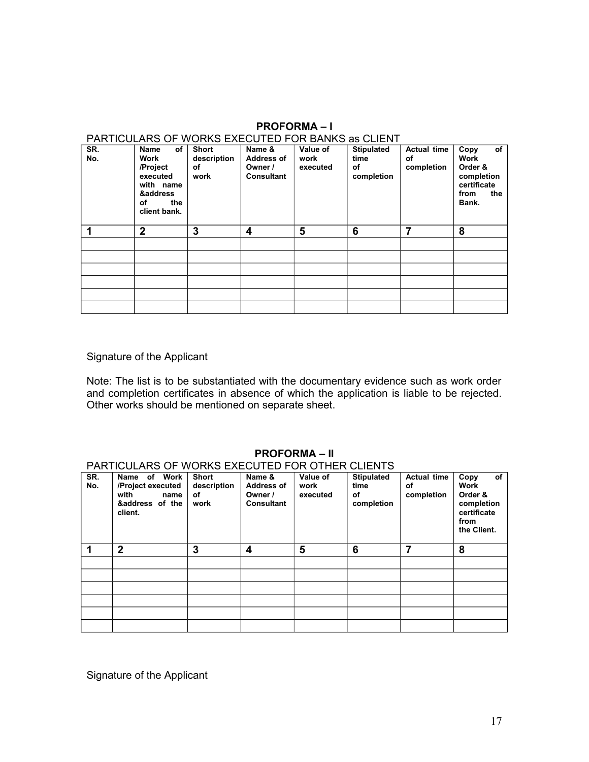## PROFORMA – I

PARTICULARS OF WORKS EXECUTED FOR BANKS as CLIENT

| SR. No. | Name of Work /Project executed with name &address of the client bank. | Short description of work | Name & Address of Owner / Consultant | Value of work executed | Stipulated time of completion | Actual time of completion | Copy of Work Order & completion certificate from the Bank. |
|---|---|---|---|---|---|---|---|
| **1** | **2** | **3** | **4** | **5** | **6** | **7** | **8** |
| | | | | | | | |
| | | | | | | | |
| | | | | | | | |
| | | | | | | | |
| | | | | | | | |
| | | | | | | | |

Signature of the Applicant

Note: The list is to be substantiated with the documentary evidence such as work order and completion certificates in absence of which the application is liable to be rejected. Other works should be mentioned on separate sheet.

## PROFORMA – II

PARTICULARS OF WORKS EXECUTED FOR OTHER CLIENTS

| SR. No. | Name of Work /Project executed with name &address of the client. | Short description of work | Name & Address of Owner / Consultant | Value of work executed | Stipulated time of completion | Actual time of completion | Copy of Work Order & completion certificate from the Client. |
|---|---|---|---|---|---|---|---|
| **1** | **2** | **3** | **4** | **5** | **6** | **7** | **8** |
| | | | | | | | |
| | | | | | | | |
| | | | | | | | |
| | | | | | | | |
| | | | | | | | |
| | | | | | | | |

Signature of the Applicant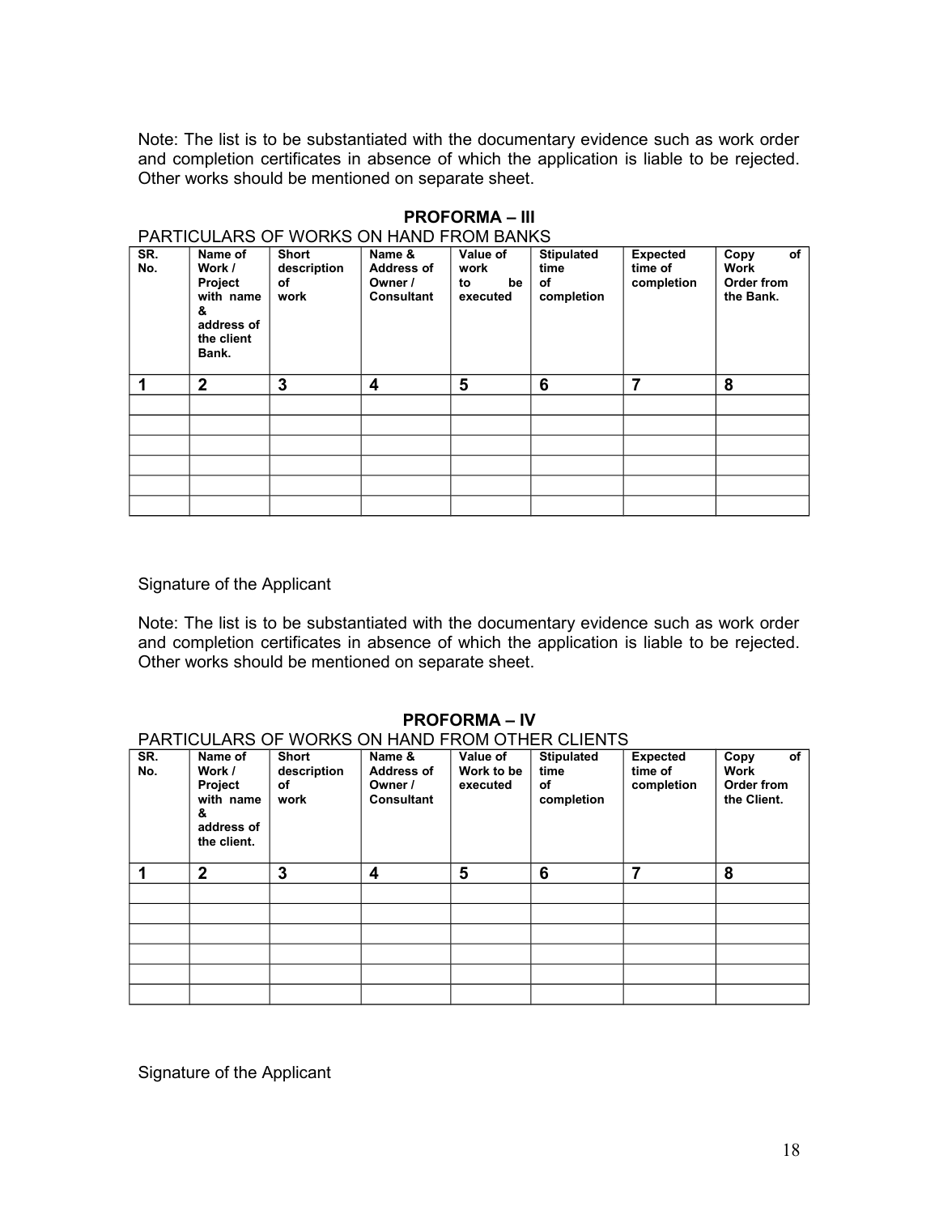Note: The list is to be substantiated with the documentary evidence such as work order and completion certificates in absence of which the application is liable to be rejected. Other works should be mentioned on separate sheet.

**PROFORMA – III**

PARTICULARS OF WORKS ON HAND FROM BANKS

| SR. No. | Name of Work / Project with name & address of the client Bank. | Short description of work | Name & Address of Owner / Consultant | Value of work to be executed | Stipulated time of completion | Expected time of completion | Copy of Work Order from the Bank. |
|---|---|---|---|---|---|---|---|
| **1** | **2** | **3** | **4** | **5** | **6** | **7** | **8** |
| | | | | | | | |
| | | | | | | | |
| | | | | | | | |
| | | | | | | | |
| | | | | | | | |
| | | | | | | | |

Signature of the Applicant

Note: The list is to be substantiated with the documentary evidence such as work order and completion certificates in absence of which the application is liable to be rejected. Other works should be mentioned on separate sheet.

**PROFORMA – IV**

PARTICULARS OF WORKS ON HAND FROM OTHER CLIENTS

| SR. No. | Name of Work / Project with name & address of the client. | Short description of work | Name & Address of Owner / Consultant | Value of Work to be executed | Stipulated time of completion | Expected time of completion | Copy of Work Order from the Client. |
|---|---|---|---|---|---|---|---|
| **1** | **2** | **3** | **4** | **5** | **6** | **7** | **8** |
| | | | | | | | |
| | | | | | | | |
| | | | | | | | |
| | | | | | | | |
| | | | | | | | |
| | | | | | | | |

Signature of the Applicant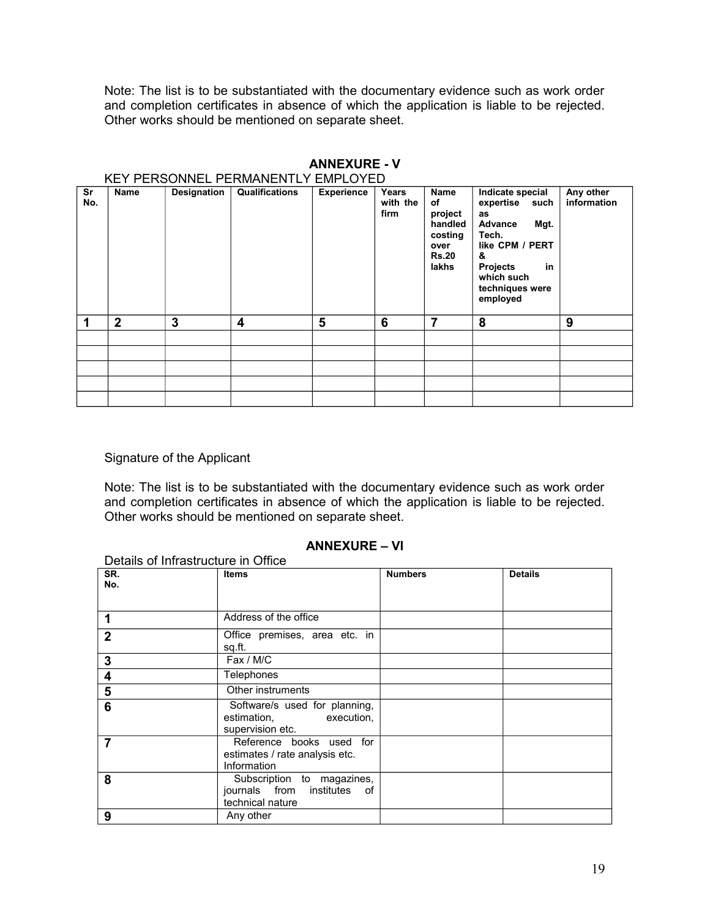Note: The list is to be substantiated with the documentary evidence such as work order and completion certificates in absence of which the application is liable to be rejected. Other works should be mentioned on separate sheet.

## ANNEXURE - V

KEY PERSONNEL PERMANENTLY EMPLOYED

| Sr No. | Name | Designation | Qualifications | Experience | Years with the firm | Name of project handled costing over Rs.20 lakhs | Indicate special expertise such as Advance Mgt. Tech. like CPM / PERT & Projects in which such techniques were employed | Any other information |
|---|---|---|---|---|---|---|---|---|
| **1** | **2** | **3** | **4** | **5** | **6** | **7** | **8** | **9** |
| | | | | | | | | |
| | | | | | | | | |
| | | | | | | | | |
| | | | | | | | | |
| | | | | | | | | |

Signature of the Applicant

Note: The list is to be substantiated with the documentary evidence such as work order and completion certificates in absence of which the application is liable to be rejected. Other works should be mentioned on separate sheet.

## ANNEXURE – VI

Details of Infrastructure in Office

| SR. No. | Items | Numbers | Details |
|---|---|---|---|
| **1** | Address of the office | | |
| **2** | Office premises, area etc. in sq.ft. | | |
| **3** | Fax / M/C | | |
| **4** | Telephones | | |
| **5** | Other instruments | | |
| **6** | Software/s used for planning, estimation, execution, supervision etc. | | |
| **7** | Reference books used for estimates / rate analysis etc. Information | | |
| **8** | Subscription to magazines, journals from institutes of technical nature | | |
| **9** | Any other | | |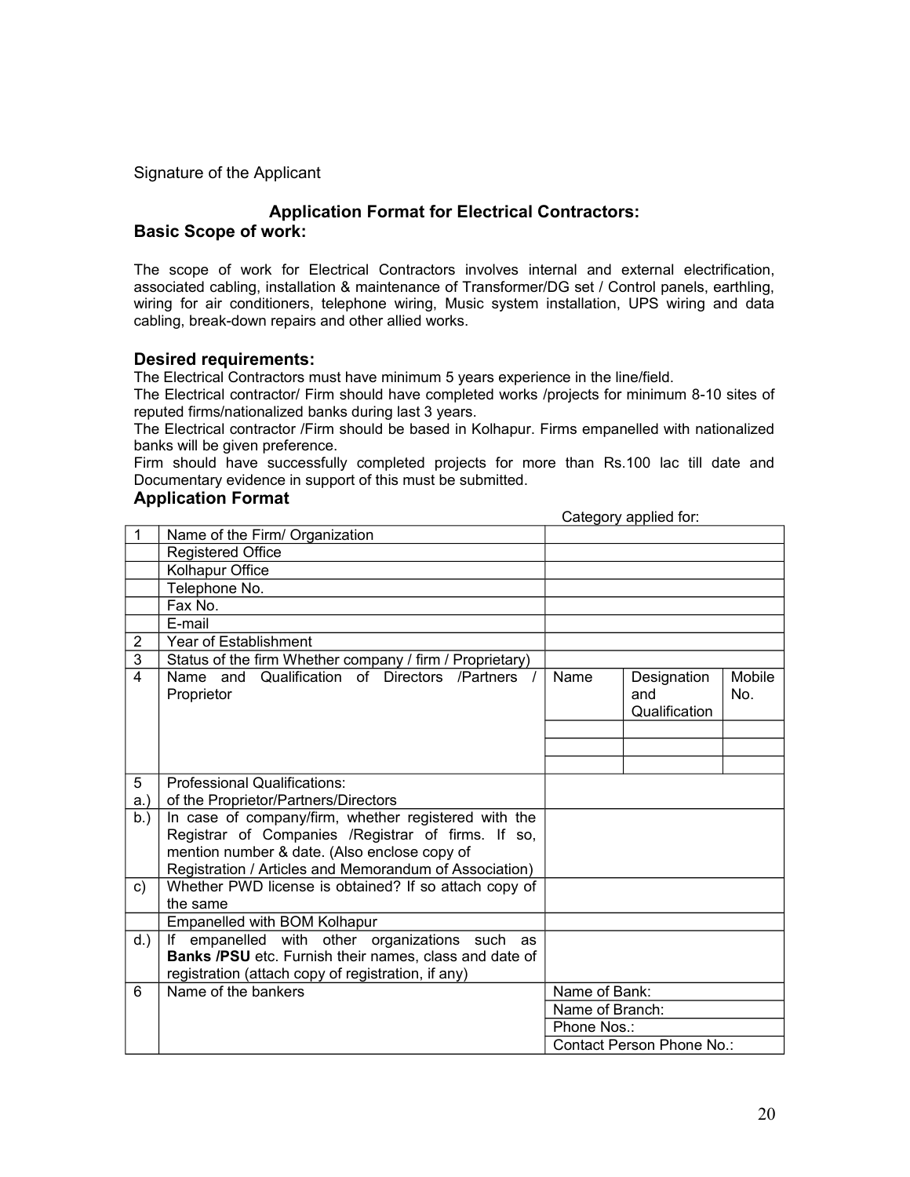Signature of the Applicant

## Application Format for Electrical Contractors:

### Basic Scope of work:

The scope of work for Electrical Contractors involves internal and external electrification, associated cabling, installation & maintenance of Transformer/DG set / Control panels, earthling, wiring for air conditioners, telephone wiring, Music system installation, UPS wiring and data cabling, break-down repairs and other allied works.

### Desired requirements:

The Electrical Contractors must have minimum 5 years experience in the line/field.
The Electrical contractor/ Firm should have completed works /projects for minimum 8-10 sites of reputed firms/nationalized banks during last 3 years.
The Electrical contractor /Firm should be based in Kolhapur. Firms empanelled with nationalized banks will be given preference.
Firm should have successfully completed projects for more than Rs.100 lac till date and Documentary evidence in support of this must be submitted.

### Application Format

Category applied for:

| | | | | |
|---|---|---|---|---|
| 1 | Name of the Firm/ Organization | | | |
| | Registered Office | | | |
| | Kolhapur Office | | | |
| | Telephone No. | | | |
| | Fax No. | | | |
| | E-mail | | | |
| 2 | Year of Establishment | | | |
| 3 | Status of the firm Whether company / firm / Proprietary) | | | |
| 4 | Name and Qualification of Directors /Partners / Proprietor | Name | Designation and Qualification | Mobile No. |
| | | | | |
| | | | | |
| | | | | |
| 5 a.) | Professional Qualifications: of the Proprietor/Partners/Directors | | | |
| b.) | In case of company/firm, whether registered with the Registrar of Companies /Registrar of firms. If so, mention number & date. (Also enclose copy of Registration / Articles and Memorandum of Association) | | | |
| c) | Whether PWD license is obtained? If so attach copy of the same | | | |
| | Empanelled with BOM Kolhapur | | | |
| d.) | If empanelled with other organizations such as **Banks /PSU** etc. Furnish their names, class and date of registration (attach copy of registration, if any) | | | |
| 6 | Name of the bankers | Name of Bank: | | |
| | | Name of Branch: | | |
| | | Phone Nos.: | | |
| | | Contact Person Phone No.: | | |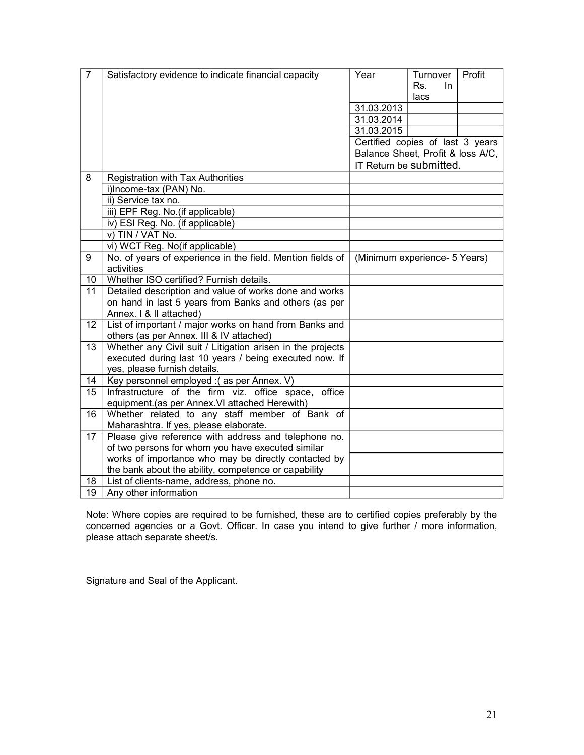| 7 | Satisfactory evidence to indicate financial capacity | Year | Turnover Rs. In lacs | Profit |
|---|---|---|---|---|
| | | 31.03.2013 | | |
| | | 31.03.2014 | | |
| | | 31.03.2015 | | |
| | | Certified copies of last 3 years Balance Sheet, Profit & loss A/C, IT Return be submitted. | | |
| 8 | Registration with Tax Authorities | | | |
| | i)Income-tax (PAN) No. | | | |
| | ii) Service tax no. | | | |
| | iii) EPF Reg. No.(if applicable) | | | |
| | iv) ESI Reg. No. (if applicable) | | | |
| | v) TIN / VAT No. | | | |
| | vi) WCT Reg. No(if applicable) | | | |
| 9 | No. of years of experience in the field. Mention fields of activities | (Minimum experience- 5 Years) | | |
| 10 | Whether ISO certified? Furnish details. | | | |
| 11 | Detailed description and value of works done and works on hand in last 5 years from Banks and others (as per Annex. I & II attached) | | | |
| 12 | List of important / major works on hand from Banks and others (as per Annex. III & IV attached) | | | |
| 13 | Whether any Civil suit / Litigation arisen in the projects executed during last 10 years / being executed now. If yes, please furnish details. | | | |
| 14 | Key personnel employed :( as per Annex. V) | | | |
| 15 | Infrastructure of the firm viz. office space, office equipment.(as per Annex.VI attached Herewith) | | | |
| 16 | Whether related to any staff member of Bank of Maharashtra. If yes, please elaborate. | | | |
| 17 | Please give reference with address and telephone no. of two persons for whom you have executed similar works of importance who may be directly contacted by the bank about the ability, competence or capability | | | |
| | | | | |
| 18 | List of clients-name, address, phone no. | | | |
| 19 | Any other information | | | |

Note: Where copies are required to be furnished, these are to certified copies preferably by the concerned agencies or a Govt. Officer. In case you intend to give further / more information, please attach separate sheet/s.

Signature and Seal of the Applicant.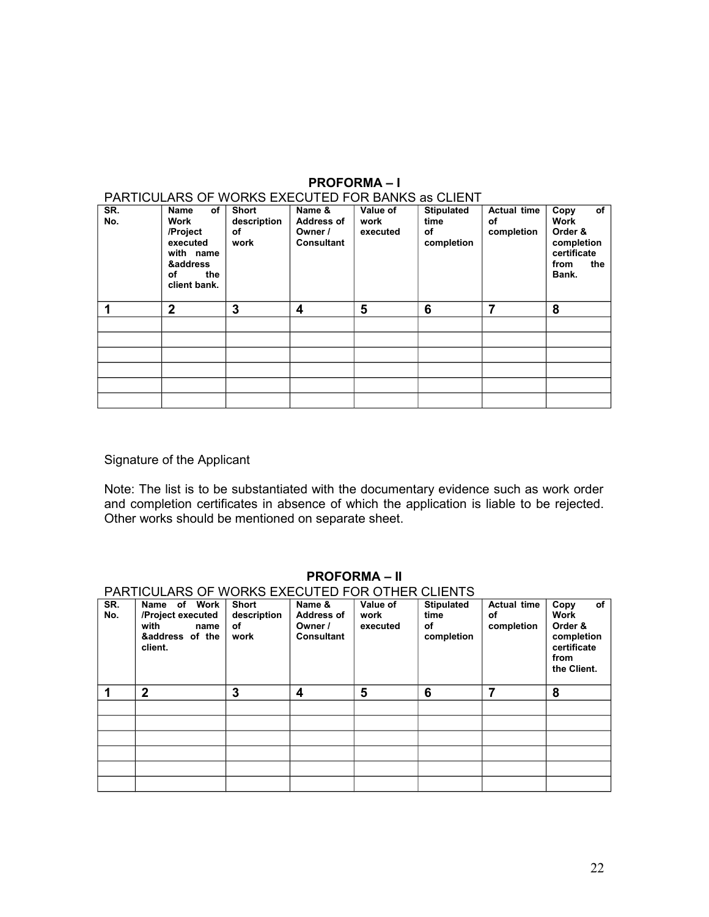## PROFORMA – I

PARTICULARS OF WORKS EXECUTED FOR BANKS as CLIENT

| SR. No. | Name of Work /Project executed with name &address of the client bank. | Short description of work | Name & Address of Owner / Consultant | Value of work executed | Stipulated time of completion | Actual time of completion | Copy of Work Order & completion certificate from the Bank. |
|---|---|---|---|---|---|---|---|
| **1** | **2** | **3** | **4** | **5** | **6** | **7** | **8** |
| | | | | | | | |
| | | | | | | | |
| | | | | | | | |
| | | | | | | | |
| | | | | | | | |
| | | | | | | | |

Signature of the Applicant

Note: The list is to be substantiated with the documentary evidence such as work order and completion certificates in absence of which the application is liable to be rejected. Other works should be mentioned on separate sheet.

## PROFORMA – II

PARTICULARS OF WORKS EXECUTED FOR OTHER CLIENTS

| SR. No. | Name of Work /Project executed with name &address of the client. | Short description of work | Name & Address of Owner / Consultant | Value of work executed | Stipulated time of completion | Actual time of completion | Copy of Work Order & completion certificate from the Client. |
|---|---|---|---|---|---|---|---|
| **1** | **2** | **3** | **4** | **5** | **6** | **7** | **8** |
| | | | | | | | |
| | | | | | | | |
| | | | | | | | |
| | | | | | | | |
| | | | | | | | |
| | | | | | | | |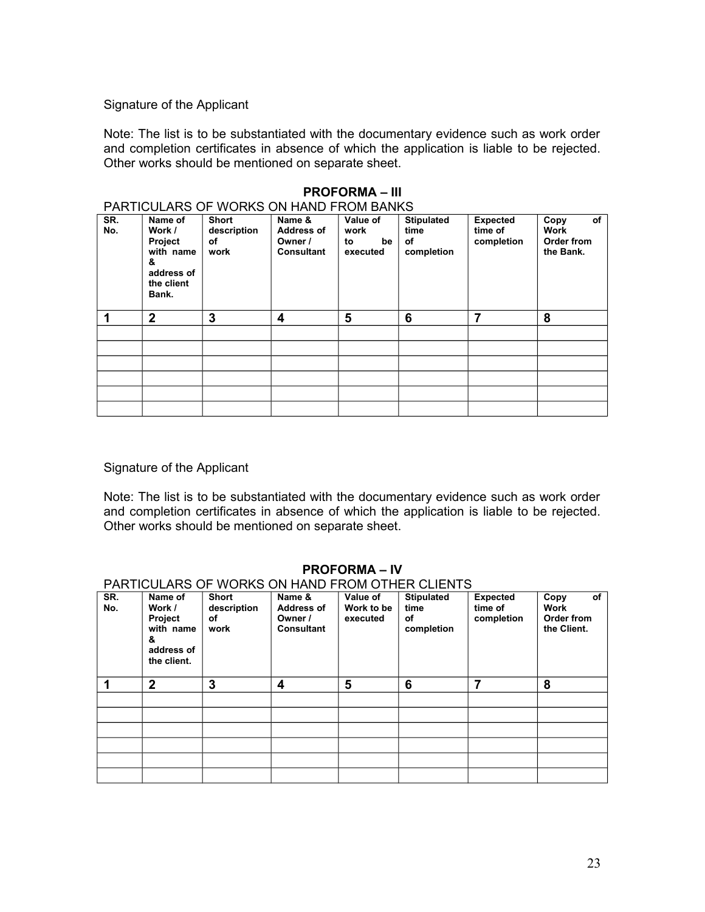Signature of the Applicant

Note: The list is to be substantiated with the documentary evidence such as work order and completion certificates in absence of which the application is liable to be rejected. Other works should be mentioned on separate sheet.

**PROFORMA – III**

PARTICULARS OF WORKS ON HAND FROM BANKS

| SR. No. | Name of Work / Project with name & address of the client Bank. | Short description of work | Name & Address of Owner / Consultant | Value of work to be executed | Stipulated time of completion | Expected time of completion | Copy of Work Order from the Bank. |
|---|---|---|---|---|---|---|---|
| 1 | 2 | 3 | 4 | 5 | 6 | 7 | 8 |
| | | | | | | | |
| | | | | | | | |
| | | | | | | | |
| | | | | | | | |
| | | | | | | | |
| | | | | | | | |

Signature of the Applicant

Note: The list is to be substantiated with the documentary evidence such as work order and completion certificates in absence of which the application is liable to be rejected. Other works should be mentioned on separate sheet.

**PROFORMA – IV**

PARTICULARS OF WORKS ON HAND FROM OTHER CLIENTS

| SR. No. | Name of Work / Project with name & address of the client. | Short description of work | Name & Address of Owner / Consultant | Value of Work to be executed | Stipulated time of completion | Expected time of completion | Copy of Work Order from the Client. |
|---|---|---|---|---|---|---|---|
| 1 | 2 | 3 | 4 | 5 | 6 | 7 | 8 |
| | | | | | | | |
| | | | | | | | |
| | | | | | | | |
| | | | | | | | |
| | | | | | | | |
| | | | | | | | |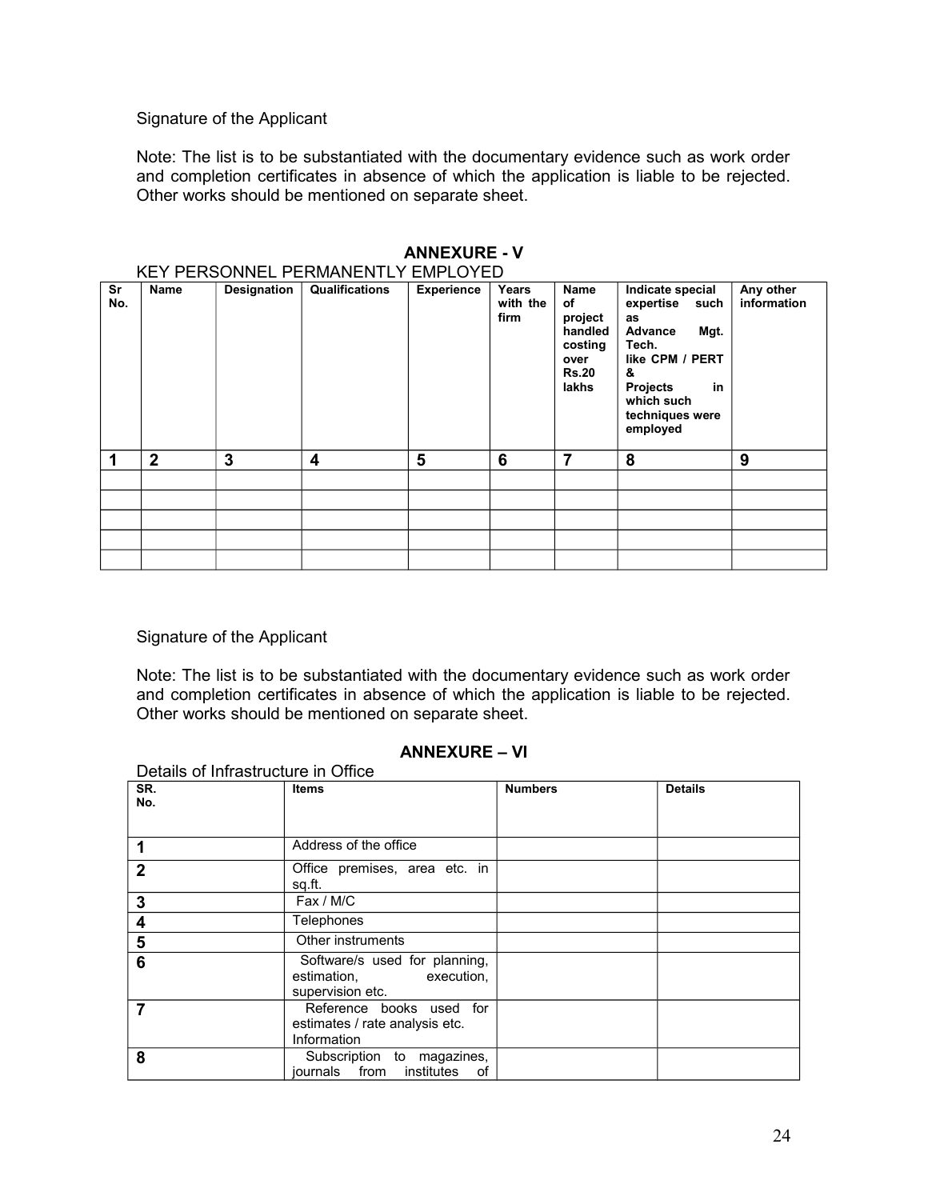Signature of the Applicant

Note: The list is to be substantiated with the documentary evidence such as work order and completion certificates in absence of which the application is liable to be rejected. Other works should be mentioned on separate sheet.

## ANNEXURE - V

KEY PERSONNEL PERMANENTLY EMPLOYED

| Sr No. | Name | Designation | Qualifications | Experience | Years with the firm | Name of project handled costing over Rs.20 lakhs | Indicate special expertise such as Advance Mgt. Tech. like CPM / PERT & Projects in which such techniques were employed | Any other information |
|---|---|---|---|---|---|---|---|---|
| **1** | **2** | **3** | **4** | **5** | **6** | **7** | **8** | **9** |
| | | | | | | | | |
| | | | | | | | | |
| | | | | | | | | |
| | | | | | | | | |
| | | | | | | | | |

Signature of the Applicant

Note: The list is to be substantiated with the documentary evidence such as work order and completion certificates in absence of which the application is liable to be rejected. Other works should be mentioned on separate sheet.

## ANNEXURE – VI

Details of Infrastructure in Office

| SR. No. | Items | Numbers | Details |
|---|---|---|---|
| **1** | Address of the office | | |
| **2** | Office premises, area etc. in sq.ft. | | |
| **3** | Fax / M/C | | |
| **4** | Telephones | | |
| **5** | Other instruments | | |
| **6** | Software/s used for planning, estimation, execution, supervision etc. | | |
| **7** | Reference books used for estimates / rate analysis etc. Information | | |
| **8** | Subscription to magazines, journals from institutes of | | |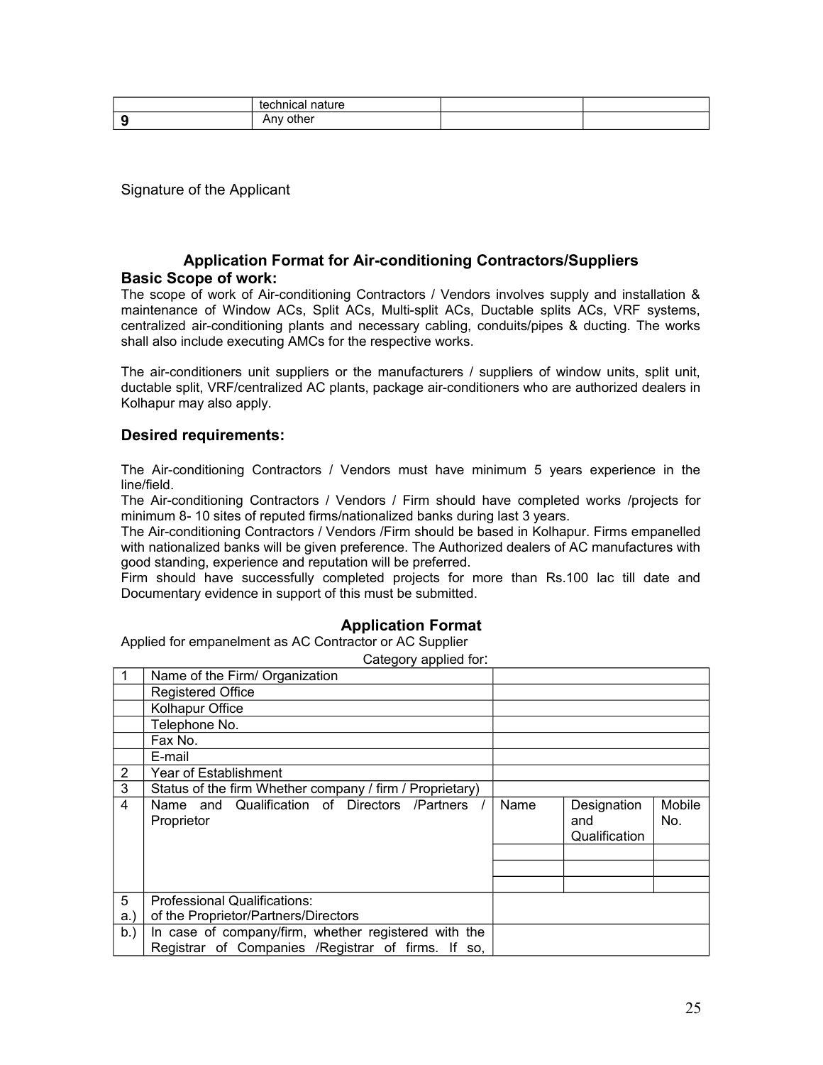|  | technical nature |  |  |
|---|---|---|---|
| **9** | Any other |  |  |

Signature of the Applicant

## Application Format for Air-conditioning Contractors/Suppliers

### Basic Scope of work:

The scope of work of Air-conditioning Contractors / Vendors involves supply and installation & maintenance of Window ACs, Split ACs, Multi-split ACs, Ductable splits ACs, VRF systems, centralized air-conditioning plants and necessary cabling, conduits/pipes & ducting. The works shall also include executing AMCs for the respective works.

The air-conditioners unit suppliers or the manufacturers / suppliers of window units, split unit, ductable split, VRF/centralized AC plants, package air-conditioners who are authorized dealers in Kolhapur may also apply.

### Desired requirements:

The Air-conditioning Contractors / Vendors must have minimum 5 years experience in the line/field.
The Air-conditioning Contractors / Vendors / Firm should have completed works /projects for minimum 8- 10 sites of reputed firms/nationalized banks during last 3 years.
The Air-conditioning Contractors / Vendors /Firm should be based in Kolhapur. Firms empanelled with nationalized banks will be given preference. The Authorized dealers of AC manufactures with good standing, experience and reputation will be preferred.
Firm should have successfully completed projects for more than Rs.100 lac till date and Documentary evidence in support of this must be submitted.

### Application Format

Applied for empanelment as AC Contractor or AC Supplier

Category applied for:

| 1 | Name of the Firm/ Organization |  |  |  |
|---|---|---|---|---|
|  | Registered Office |  |  |  |
|  | Kolhapur Office |  |  |  |
|  | Telephone No. |  |  |  |
|  | Fax No. |  |  |  |
|  | E-mail |  |  |  |
| 2 | Year of Establishment |  |  |  |
| 3 | Status of the firm Whether company / firm / Proprietary) |  |  |  |
| 4 | Name and Qualification of Directors /Partners / Proprietor | Name | Designation and Qualification | Mobile No. |
|  |  |  |  |  |
|  |  |  |  |  |
|  |  |  |  |  |
| 5 a.) | Professional Qualifications: of the Proprietor/Partners/Directors |  |  |  |
| b.) | In case of company/firm, whether registered with the Registrar of Companies /Registrar of firms. If so, |  |  |  |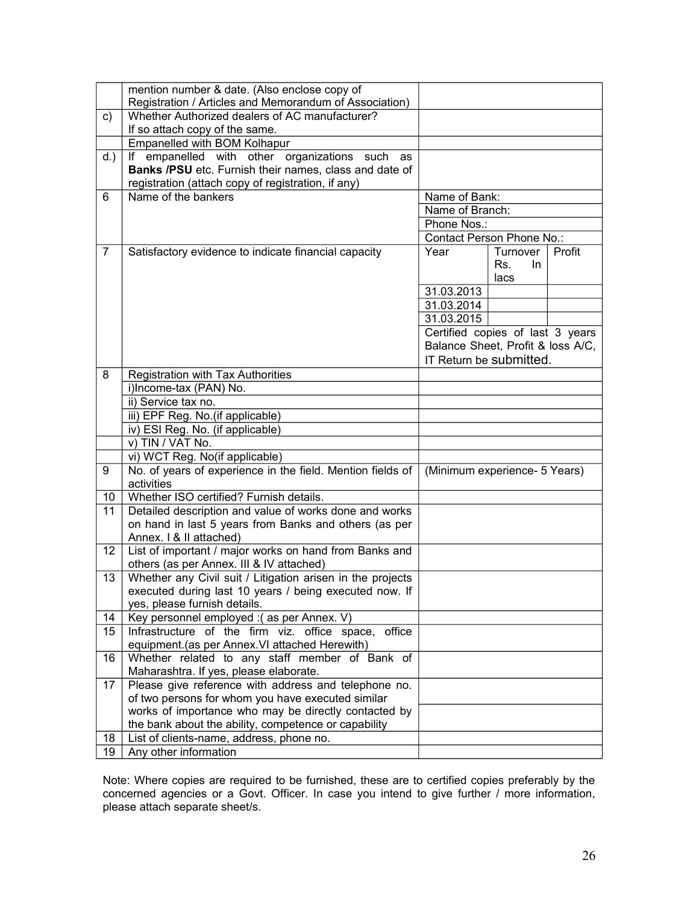| | | | | |
|---|---|---|---|---|
| | mention number & date. (Also enclose copy of Registration / Articles and Memorandum of Association) | | | |
| c) | Whether Authorized dealers of AC manufacturer? If so attach copy of the same. | | | |
| | Empanelled with BOM Kolhapur | | | |
| d.) | If empanelled with other organizations such as **Banks /PSU** etc. Furnish their names, class and date of registration (attach copy of registration, if any) | | | |
| 6 | Name of the bankers | Name of Bank: | | |
| | | Name of Branch: | | |
| | | Phone Nos.: | | |
| | | Contact Person Phone No.: | | |
| 7 | Satisfactory evidence to indicate financial capacity | Year | Turnover Rs. In lacs | Profit |
| | | 31.03.2013 | | |
| | | 31.03.2014 | | |
| | | 31.03.2015 | | |
| | | Certified copies of last 3 years Balance Sheet, Profit & loss A/C, IT Return be submitted. | | |
| 8 | Registration with Tax Authorities | | | |
| | i)Income-tax (PAN) No. | | | |
| | ii) Service tax no. | | | |
| | iii) EPF Reg. No.(if applicable) | | | |
| | iv) ESI Reg. No. (if applicable) | | | |
| | v) TIN / VAT No. | | | |
| | vi) WCT Reg. No(if applicable) | | | |
| 9 | No. of years of experience in the field. Mention fields of activities | (Minimum experience- 5 Years) | | |
| 10 | Whether ISO certified? Furnish details. | | | |
| 11 | Detailed description and value of works done and works on hand in last 5 years from Banks and others (as per Annex. I & II attached) | | | |
| 12 | List of important / major works on hand from Banks and others (as per Annex. III & IV attached) | | | |
| 13 | Whether any Civil suit / Litigation arisen in the projects executed during last 10 years / being executed now. If yes, please furnish details. | | | |
| 14 | Key personnel employed :( as per Annex. V) | | | |
| 15 | Infrastructure of the firm viz. office space, office equipment.(as per Annex.VI attached Herewith) | | | |
| 16 | Whether related to any staff member of Bank of Maharashtra. If yes, please elaborate. | | | |
| 17 | Please give reference with address and telephone no. of two persons for whom you have executed similar works of importance who may be directly contacted by the bank about the ability, competence or capability | | | |
| | | | | |
| 18 | List of clients-name, address, phone no. | | | |
| 19 | Any other information | | | |

Note: Where copies are required to be furnished, these are to certified copies preferably by the concerned agencies or a Govt. Officer. In case you intend to give further / more information, please attach separate sheet/s.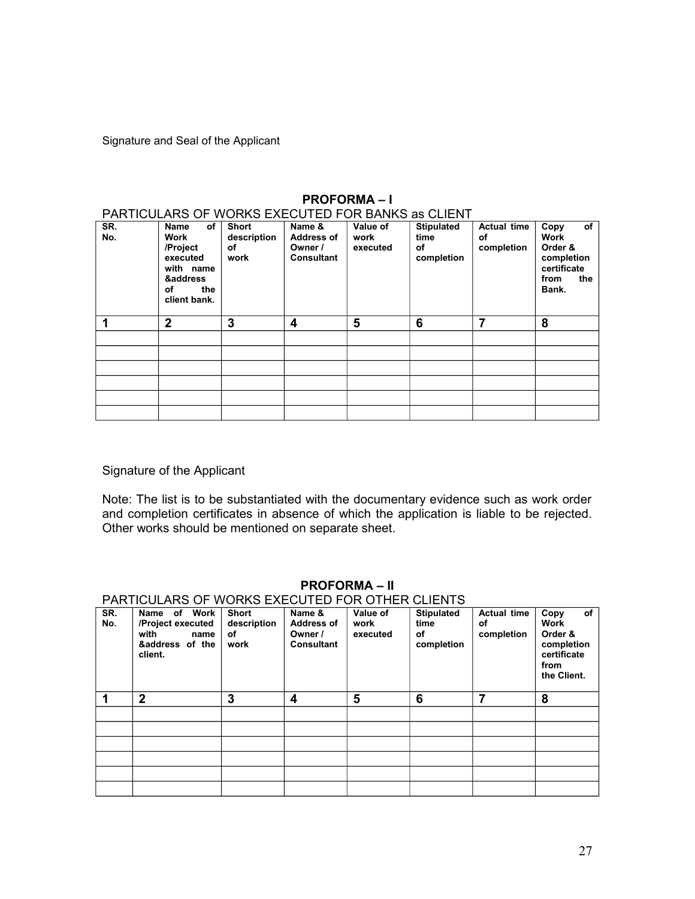Signature and Seal of the Applicant

**PROFORMA – I**

PARTICULARS OF WORKS EXECUTED FOR BANKS as CLIENT

| SR. No. | Name of Work /Project executed with name &address of the client bank. | Short description of work | Name & Address of Owner / Consultant | Value of work executed | Stipulated time of completion | Actual time of completion | Copy of Work Order & completion certificate from the Bank. |
|---|---|---|---|---|---|---|---|
| **1** | **2** | **3** | **4** | **5** | **6** | **7** | **8** |
| | | | | | | | |
| | | | | | | | |
| | | | | | | | |
| | | | | | | | |
| | | | | | | | |
| | | | | | | | |

Signature of the Applicant

Note: The list is to be substantiated with the documentary evidence such as work order and completion certificates in absence of which the application is liable to be rejected. Other works should be mentioned on separate sheet.

**PROFORMA – II**

PARTICULARS OF WORKS EXECUTED FOR OTHER CLIENTS

| SR. No. | Name of Work /Project executed with name &address of the client. | Short description of work | Name & Address of Owner / Consultant | Value of work executed | Stipulated time of completion | Actual time of completion | Copy of Work Order & completion certificate from the Client. |
|---|---|---|---|---|---|---|---|
| **1** | **2** | **3** | **4** | **5** | **6** | **7** | **8** |
| | | | | | | | |
| | | | | | | | |
| | | | | | | | |
| | | | | | | | |
| | | | | | | | |
| | | | | | | | |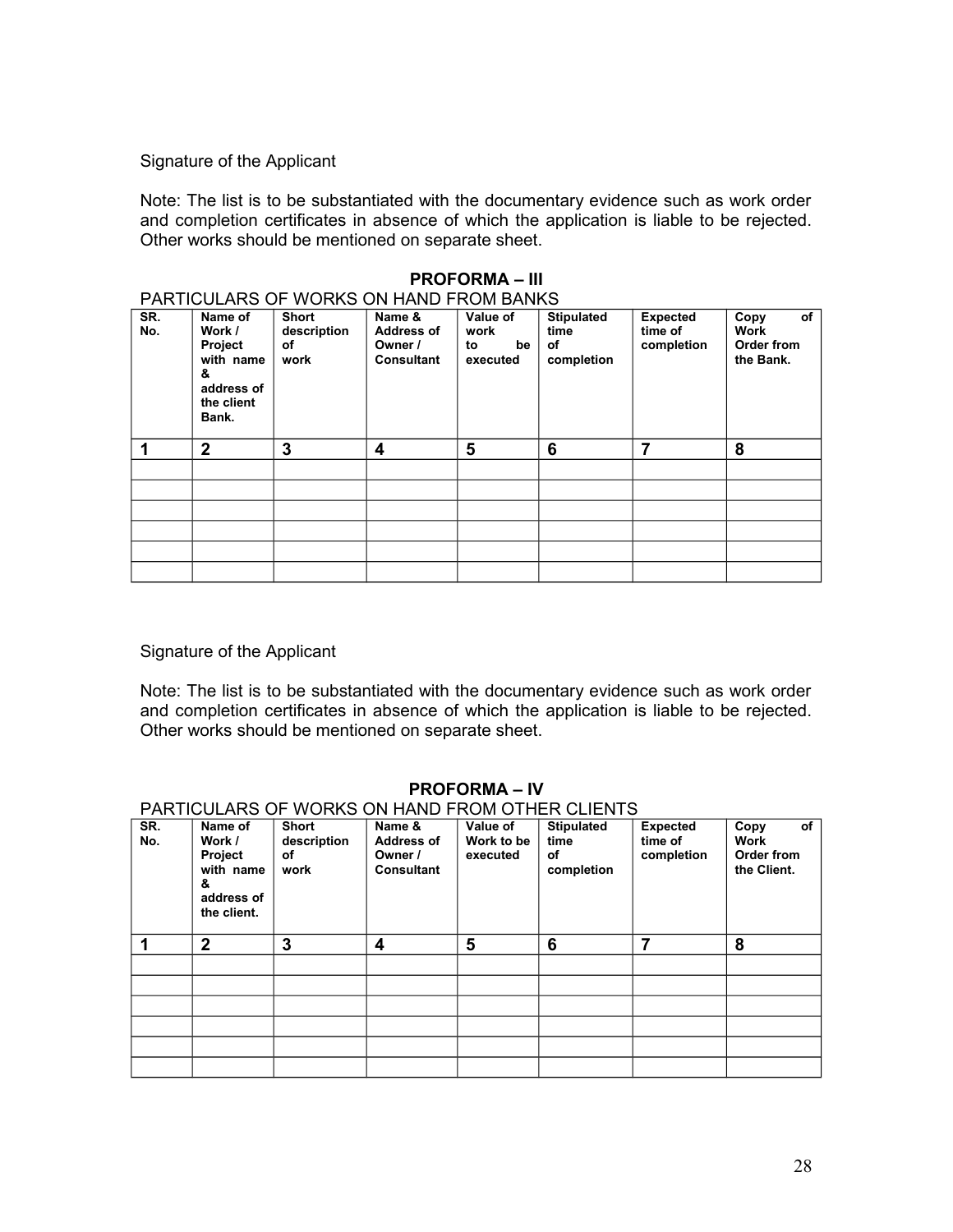Signature of the Applicant

Note: The list is to be substantiated with the documentary evidence such as work order and completion certificates in absence of which the application is liable to be rejected. Other works should be mentioned on separate sheet.

## PROFORMA – III

PARTICULARS OF WORKS ON HAND FROM BANKS

| SR. No. | Name of Work / Project with name & address of the client Bank. | Short description of work | Name & Address of Owner / Consultant | Value of work to be executed | Stipulated time of completion | Expected time of completion | Copy of Work Order from the Bank. |
|---|---|---|---|---|---|---|---|
| **1** | **2** | **3** | **4** | **5** | **6** | **7** | **8** |
| | | | | | | | |
| | | | | | | | |
| | | | | | | | |
| | | | | | | | |
| | | | | | | | |
| | | | | | | | |

Signature of the Applicant

Note: The list is to be substantiated with the documentary evidence such as work order and completion certificates in absence of which the application is liable to be rejected. Other works should be mentioned on separate sheet.

## PROFORMA – IV

PARTICULARS OF WORKS ON HAND FROM OTHER CLIENTS

| SR. No. | Name of Work / Project with name & address of the client. | Short description of work | Name & Address of Owner / Consultant | Value of Work to be executed | Stipulated time of completion | Expected time of completion | Copy of Work Order from the Client. |
|---|---|---|---|---|---|---|---|
| **1** | **2** | **3** | **4** | **5** | **6** | **7** | **8** |
| | | | | | | | |
| | | | | | | | |
| | | | | | | | |
| | | | | | | | |
| | | | | | | | |
| | | | | | | | |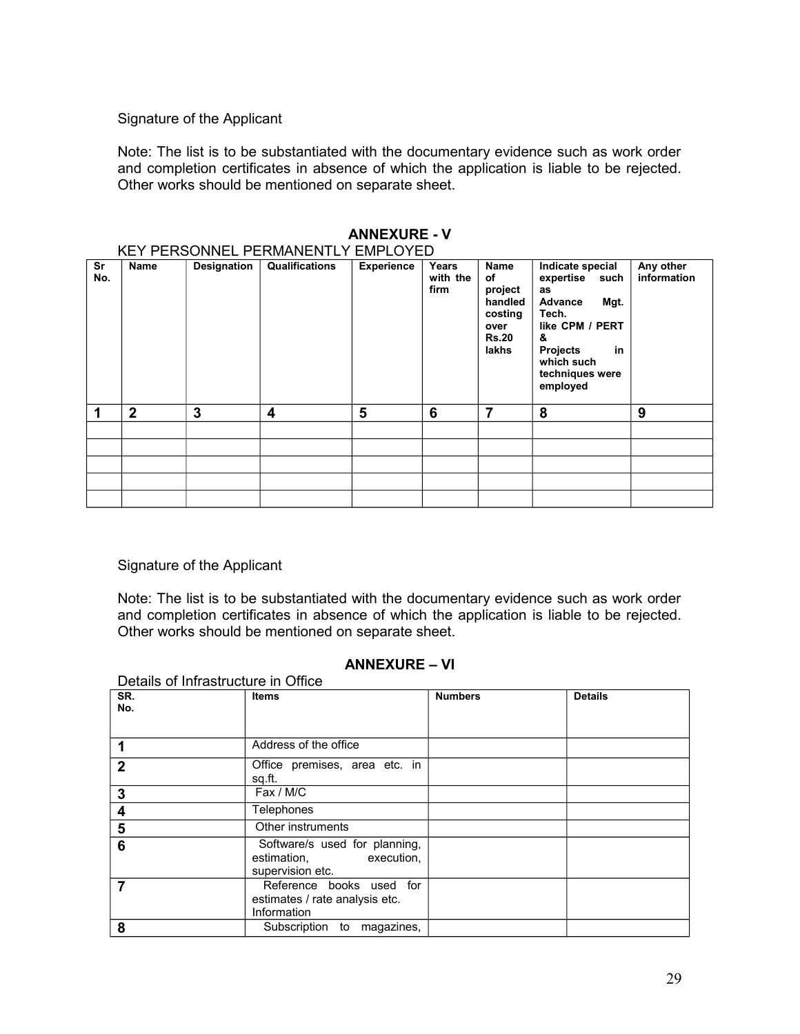Signature of the Applicant

Note: The list is to be substantiated with the documentary evidence such as work order and completion certificates in absence of which the application is liable to be rejected. Other works should be mentioned on separate sheet.

## ANNEXURE - V

KEY PERSONNEL PERMANENTLY EMPLOYED

| Sr No. | Name | Designation | Qualifications | Experience | Years with the firm | Name of project handled costing over Rs.20 lakhs | Indicate special expertise such as Advance Mgt. Tech. like CPM / PERT & Projects in which such techniques were employed | Any other information |
|---|---|---|---|---|---|---|---|---|
| **1** | **2** | **3** | **4** | **5** | **6** | **7** | **8** | **9** |
| | | | | | | | | |
| | | | | | | | | |
| | | | | | | | | |
| | | | | | | | | |
| | | | | | | | | |

Signature of the Applicant

Note: The list is to be substantiated with the documentary evidence such as work order and completion certificates in absence of which the application is liable to be rejected. Other works should be mentioned on separate sheet.

## ANNEXURE – VI

Details of Infrastructure in Office

| SR. No. | Items | Numbers | Details |
|---|---|---|---|
| **1** | Address of the office | | |
| **2** | Office premises, area etc. in sq.ft. | | |
| **3** | Fax / M/C | | |
| **4** | Telephones | | |
| **5** | Other instruments | | |
| **6** | Software/s used for planning, estimation, execution, supervision etc. | | |
| **7** | Reference books used for estimates / rate analysis etc. Information | | |
| **8** | Subscription to magazines, | | |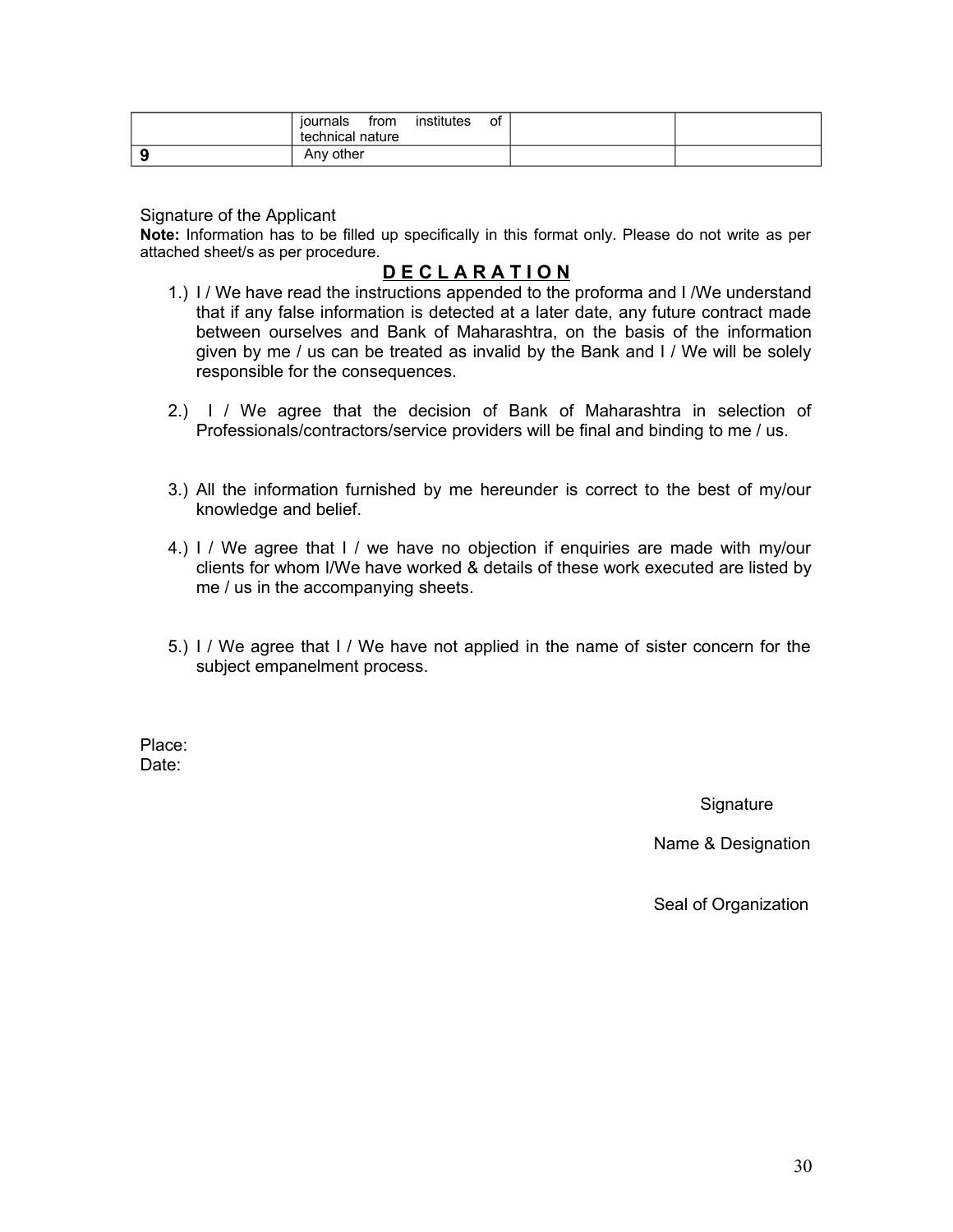| | | | |
|---|---|---|---|
| | journals from institutes of technical nature | | |
| **9** | Any other | | |

Signature of the Applicant

**Note:** Information has to be filled up specifically in this format only. Please do not write as per attached sheet/s as per procedure.

## D E C L A R A T I O N

1.) I / We have read the instructions appended to the proforma and I /We understand that if any false information is detected at a later date, any future contract made between ourselves and Bank of Maharashtra, on the basis of the information given by me / us can be treated as invalid by the Bank and I / We will be solely responsible for the consequences.

2.) I / We agree that the decision of Bank of Maharashtra in selection of Professionals/contractors/service providers will be final and binding to me / us.

3.) All the information furnished by me hereunder is correct to the best of my/our knowledge and belief.

4.) I / We agree that I / we have no objection if enquiries are made with my/our clients for whom I/We have worked & details of these work executed are listed by me / us in the accompanying sheets.

5.) I / We agree that I / We have not applied in the name of sister concern for the subject empanelment process.

Place:
Date:

Signature

Name & Designation

Seal of Organization